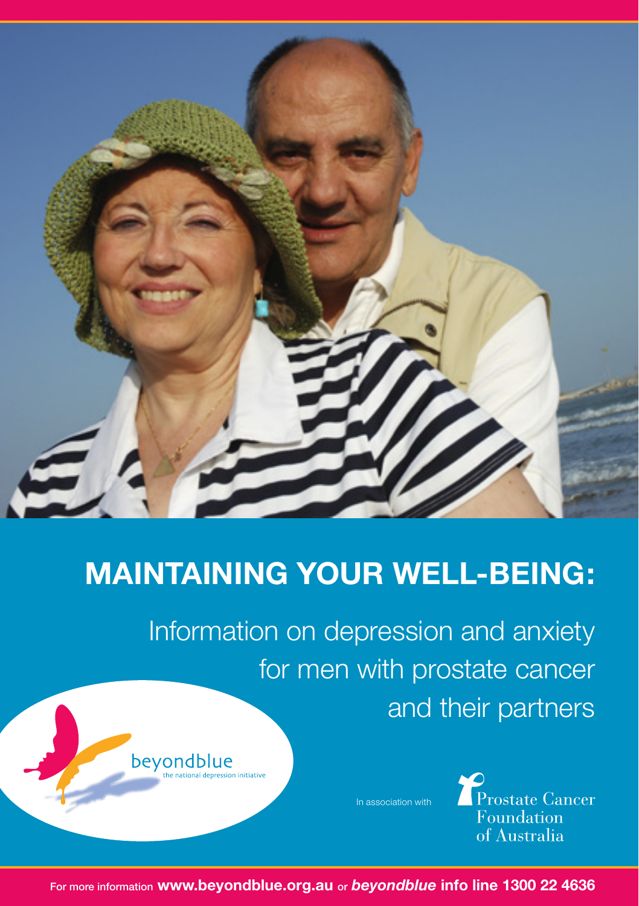# MAINTAINING YOUR WELL-BEING:

## Information on depression and anxiety for men with prostate cancer and their partners

beyondblue
the national depression initiative

In association with

Prostate Cancer Foundation of Australia

For more information **www.beyondblue.org.au** or ***beyondblue* info line 1300 22 4636**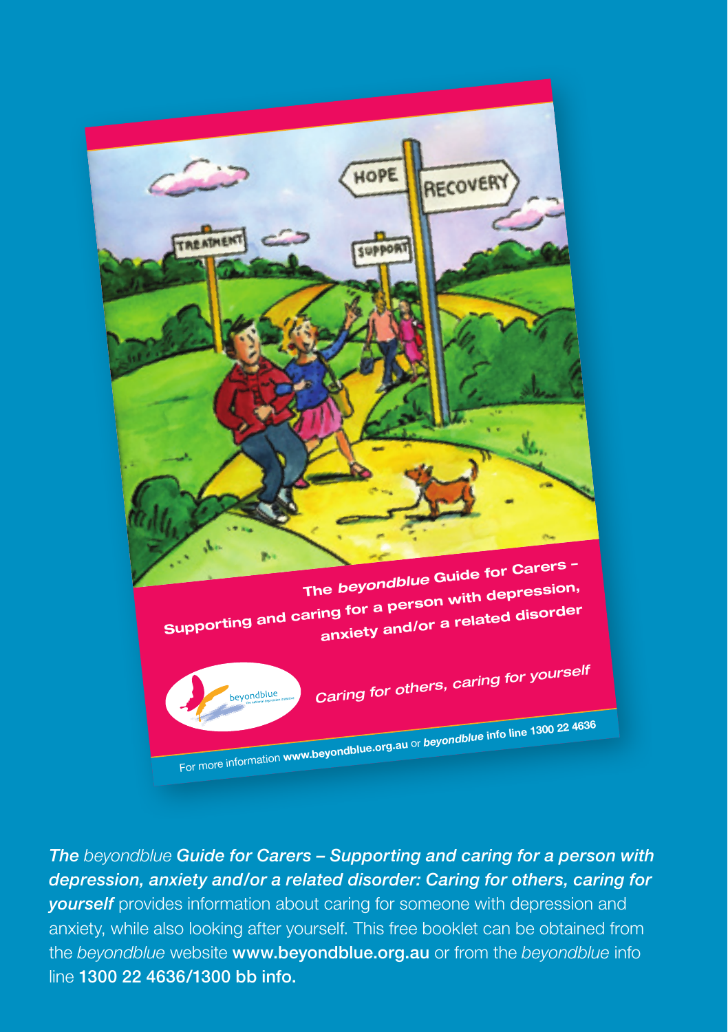***The** beyondblue **Guide for Carers – Supporting and caring for a person with depression, anxiety and/or a related disorder: Caring for others, caring for yourself*** provides information about caring for someone with depression and anxiety, while also looking after yourself. This free booklet can be obtained from the *beyondblue* website **www.beyondblue.org.au** or from the *beyondblue* info line **1300 22 4636/1300 bb info.**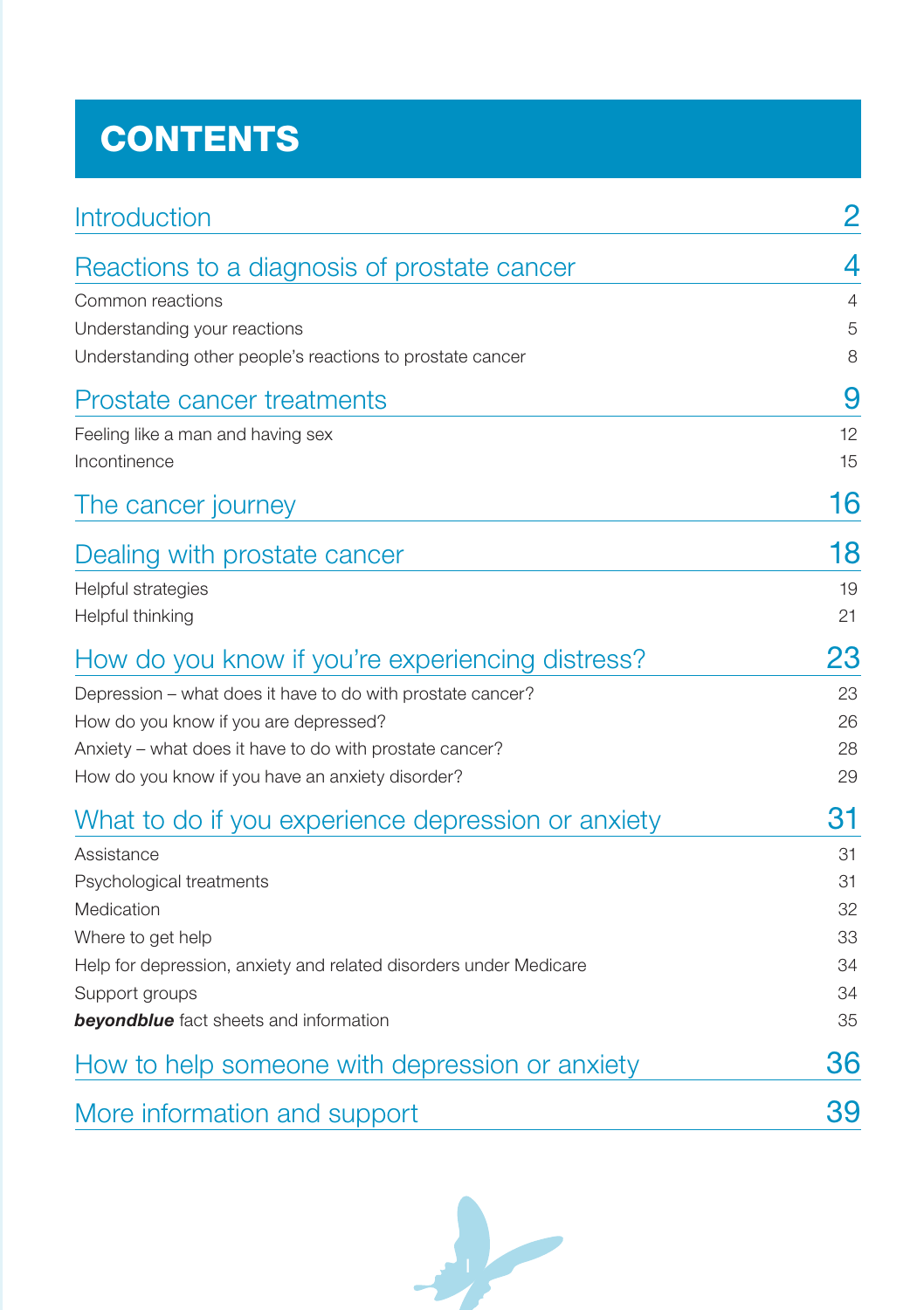# CONTENTS

| | |
|---|---|
| **Introduction** | **2** |
| **Reactions to a diagnosis of prostate cancer** | **4** |
| Common reactions | 4 |
| Understanding your reactions | 5 |
| Understanding other people's reactions to prostate cancer | 8 |
| **Prostate cancer treatments** | **9** |
| Feeling like a man and having sex | 12 |
| Incontinence | 15 |
| **The cancer journey** | **16** |
| **Dealing with prostate cancer** | **18** |
| Helpful strategies | 19 |
| Helpful thinking | 21 |
| **How do you know if you're experiencing distress?** | **23** |
| Depression – what does it have to do with prostate cancer? | 23 |
| How do you know if you are depressed? | 26 |
| Anxiety – what does it have to do with prostate cancer? | 28 |
| How do you know if you have an anxiety disorder? | 29 |
| **What to do if you experience depression or anxiety** | **31** |
| Assistance | 31 |
| Psychological treatments | 31 |
| Medication | 32 |
| Where to get help | 33 |
| Help for depression, anxiety and related disorders under Medicare | 34 |
| Support groups | 34 |
| ***beyondblue*** fact sheets and information | 35 |
| **How to help someone with depression or anxiety** | **36** |
| **More information and support** | **39** |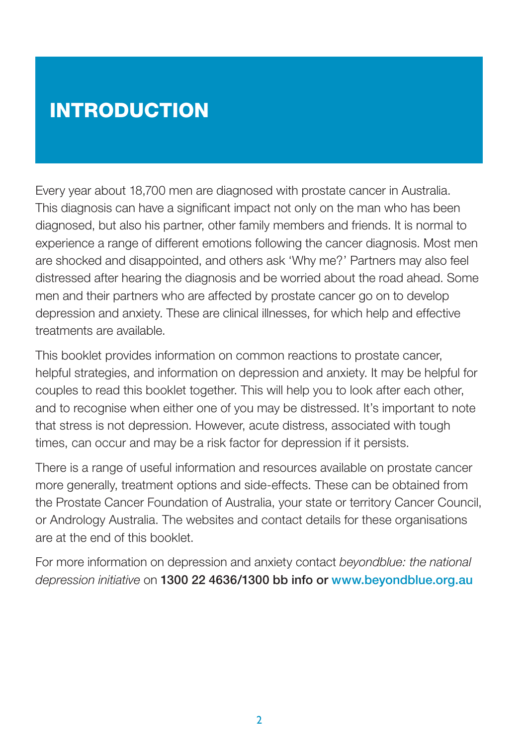# INTRODUCTION

Every year about 18,700 men are diagnosed with prostate cancer in Australia. This diagnosis can have a significant impact not only on the man who has been diagnosed, but also his partner, other family members and friends. It is normal to experience a range of different emotions following the cancer diagnosis. Most men are shocked and disappointed, and others ask 'Why me?' Partners may also feel distressed after hearing the diagnosis and be worried about the road ahead. Some men and their partners who are affected by prostate cancer go on to develop depression and anxiety. These are clinical illnesses, for which help and effective treatments are available.

This booklet provides information on common reactions to prostate cancer, helpful strategies, and information on depression and anxiety. It may be helpful for couples to read this booklet together. This will help you to look after each other, and to recognise when either one of you may be distressed. It's important to note that stress is not depression. However, acute distress, associated with tough times, can occur and may be a risk factor for depression if it persists.

There is a range of useful information and resources available on prostate cancer more generally, treatment options and side-effects. These can be obtained from the Prostate Cancer Foundation of Australia, your state or territory Cancer Council, or Andrology Australia. The websites and contact details for these organisations are at the end of this booklet.

For more information on depression and anxiety contact *beyondblue: the national depression initiative* on **1300 22 4636/1300 bb info or www.beyondblue.org.au**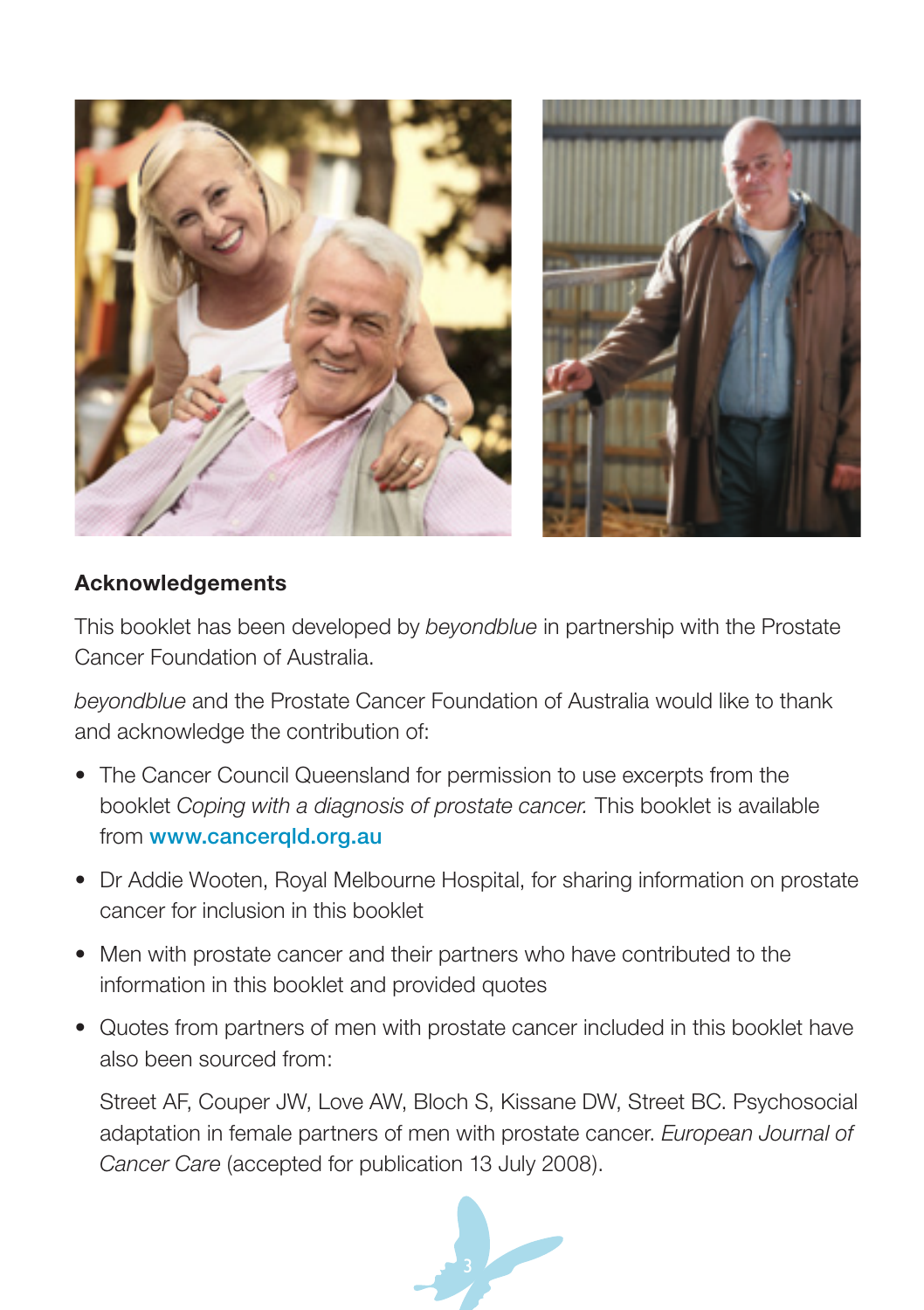## Acknowledgements

This booklet has been developed by *beyondblue* in partnership with the Prostate Cancer Foundation of Australia.

*beyondblue* and the Prostate Cancer Foundation of Australia would like to thank and acknowledge the contribution of:

- The Cancer Council Queensland for permission to use excerpts from the booklet *Coping with a diagnosis of prostate cancer.* This booklet is available from **www.cancerqld.org.au**
- Dr Addie Wooten, Royal Melbourne Hospital, for sharing information on prostate cancer for inclusion in this booklet
- Men with prostate cancer and their partners who have contributed to the information in this booklet and provided quotes
- Quotes from partners of men with prostate cancer included in this booklet have also been sourced from:

  Street AF, Couper JW, Love AW, Bloch S, Kissane DW, Street BC. Psychosocial adaptation in female partners of men with prostate cancer. *European Journal of Cancer Care* (accepted for publication 13 July 2008).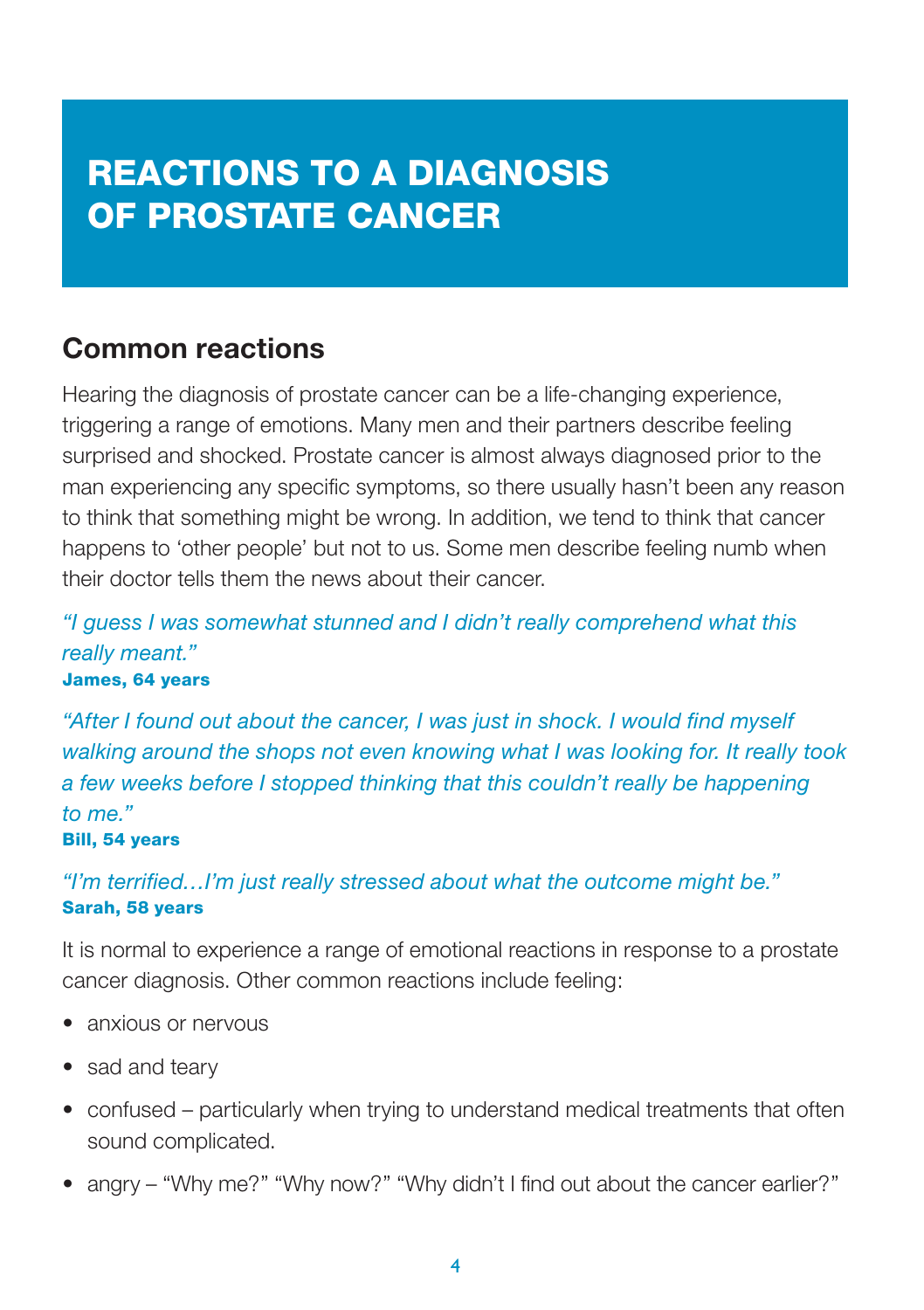# REACTIONS TO A DIAGNOSIS OF PROSTATE CANCER

## Common reactions

Hearing the diagnosis of prostate cancer can be a life-changing experience, triggering a range of emotions. Many men and their partners describe feeling surprised and shocked. Prostate cancer is almost always diagnosed prior to the man experiencing any specific symptoms, so there usually hasn't been any reason to think that something might be wrong. In addition, we tend to think that cancer happens to 'other people' but not to us. Some men describe feeling numb when their doctor tells them the news about their cancer.

*"I guess I was somewhat stunned and I didn't really comprehend what this really meant."*
**James, 64 years**

*"After I found out about the cancer, I was just in shock. I would find myself walking around the shops not even knowing what I was looking for. It really took a few weeks before I stopped thinking that this couldn't really be happening to me."*
**Bill, 54 years**

*"I'm terrified…I'm just really stressed about what the outcome might be."*
**Sarah, 58 years**

It is normal to experience a range of emotional reactions in response to a prostate cancer diagnosis. Other common reactions include feeling:

- anxious or nervous
- sad and teary
- confused – particularly when trying to understand medical treatments that often sound complicated.
- angry – "Why me?" "Why now?" "Why didn't I find out about the cancer earlier?"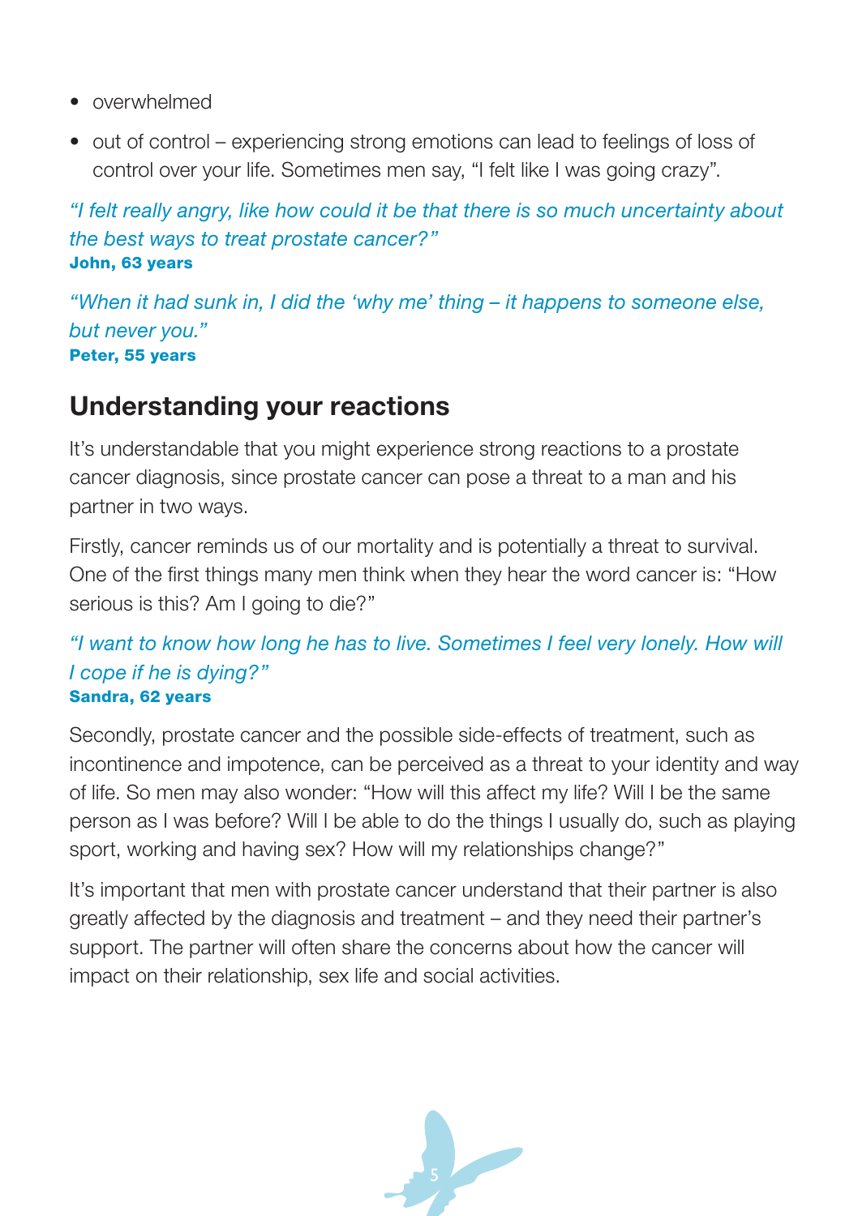- overwhelmed
- out of control – experiencing strong emotions can lead to feelings of loss of control over your life. Sometimes men say, "I felt like I was going crazy".

*"I felt really angry, like how could it be that there is so much uncertainty about the best ways to treat prostate cancer?"*
**John, 63 years**

*"When it had sunk in, I did the 'why me' thing – it happens to someone else, but never you."*
**Peter, 55 years**

## Understanding your reactions

It's understandable that you might experience strong reactions to a prostate cancer diagnosis, since prostate cancer can pose a threat to a man and his partner in two ways.

Firstly, cancer reminds us of our mortality and is potentially a threat to survival. One of the first things many men think when they hear the word cancer is: "How serious is this? Am I going to die?"

*"I want to know how long he has to live. Sometimes I feel very lonely. How will I cope if he is dying?"*
**Sandra, 62 years**

Secondly, prostate cancer and the possible side-effects of treatment, such as incontinence and impotence, can be perceived as a threat to your identity and way of life. So men may also wonder: "How will this affect my life? Will I be the same person as I was before? Will I be able to do the things I usually do, such as playing sport, working and having sex? How will my relationships change?"

It's important that men with prostate cancer understand that their partner is also greatly affected by the diagnosis and treatment – and they need their partner's support. The partner will often share the concerns about how the cancer will impact on their relationship, sex life and social activities.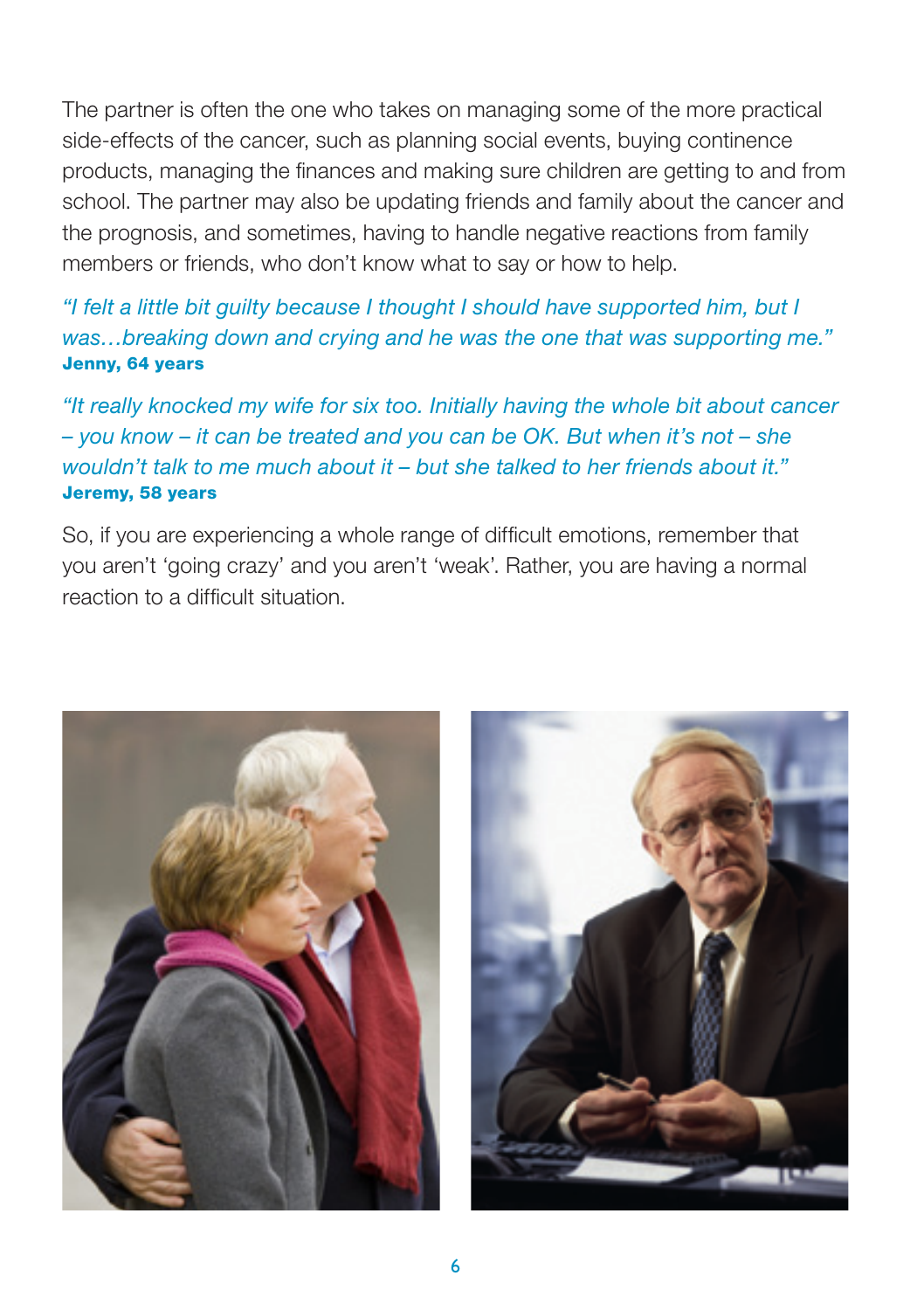The partner is often the one who takes on managing some of the more practical side-effects of the cancer, such as planning social events, buying continence products, managing the finances and making sure children are getting to and from school. The partner may also be updating friends and family about the cancer and the prognosis, and sometimes, having to handle negative reactions from family members or friends, who don't know what to say or how to help.

*"I felt a little bit guilty because I thought I should have supported him, but I was…breaking down and crying and he was the one that was supporting me."*
**Jenny, 64 years**

*"It really knocked my wife for six too. Initially having the whole bit about cancer – you know – it can be treated and you can be OK. But when it's not – she wouldn't talk to me much about it – but she talked to her friends about it."*
**Jeremy, 58 years**

So, if you are experiencing a whole range of difficult emotions, remember that you aren't 'going crazy' and you aren't 'weak'. Rather, you are having a normal reaction to a difficult situation.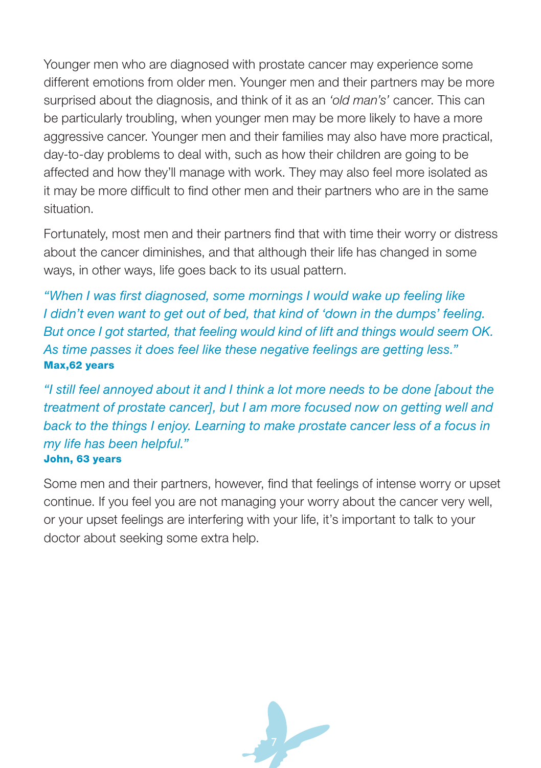Younger men who are diagnosed with prostate cancer may experience some different emotions from older men. Younger men and their partners may be more surprised about the diagnosis, and think of it as an *'old man's'* cancer. This can be particularly troubling, when younger men may be more likely to have a more aggressive cancer. Younger men and their families may also have more practical, day-to-day problems to deal with, such as how their children are going to be affected and how they'll manage with work. They may also feel more isolated as it may be more difficult to find other men and their partners who are in the same situation.

Fortunately, most men and their partners find that with time their worry or distress about the cancer diminishes, and that although their life has changed in some ways, in other ways, life goes back to its usual pattern.

*"When I was first diagnosed, some mornings I would wake up feeling like I didn't even want to get out of bed, that kind of 'down in the dumps' feeling. But once I got started, that feeling would kind of lift and things would seem OK. As time passes it does feel like these negative feelings are getting less."*
**Max,62 years**

*"I still feel annoyed about it and I think a lot more needs to be done [about the treatment of prostate cancer], but I am more focused now on getting well and back to the things I enjoy. Learning to make prostate cancer less of a focus in my life has been helpful."*
**John, 63 years**

Some men and their partners, however, find that feelings of intense worry or upset continue. If you feel you are not managing your worry about the cancer very well, or your upset feelings are interfering with your life, it's important to talk to your doctor about seeking some extra help.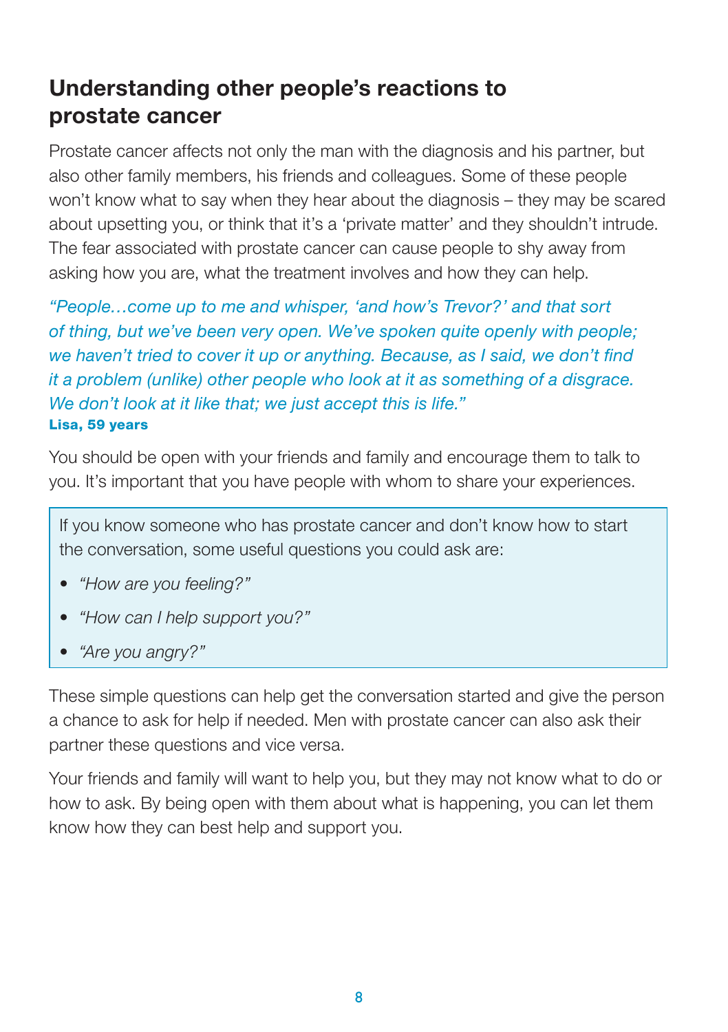## Understanding other people's reactions to prostate cancer

Prostate cancer affects not only the man with the diagnosis and his partner, but also other family members, his friends and colleagues. Some of these people won't know what to say when they hear about the diagnosis – they may be scared about upsetting you, or think that it's a 'private matter' and they shouldn't intrude. The fear associated with prostate cancer can cause people to shy away from asking how you are, what the treatment involves and how they can help.

*"People…come up to me and whisper, 'and how's Trevor?' and that sort of thing, but we've been very open. We've spoken quite openly with people; we haven't tried to cover it up or anything. Because, as I said, we don't find it a problem (unlike) other people who look at it as something of a disgrace. We don't look at it like that; we just accept this is life."*
**Lisa, 59 years**

You should be open with your friends and family and encourage them to talk to you. It's important that you have people with whom to share your experiences.

> If you know someone who has prostate cancer and don't know how to start the conversation, some useful questions you could ask are:
>
> - *"How are you feeling?"*
> - *"How can I help support you?"*
> - *"Are you angry?"*

These simple questions can help get the conversation started and give the person a chance to ask for help if needed. Men with prostate cancer can also ask their partner these questions and vice versa.

Your friends and family will want to help you, but they may not know what to do or how to ask. By being open with them about what is happening, you can let them know how they can best help and support you.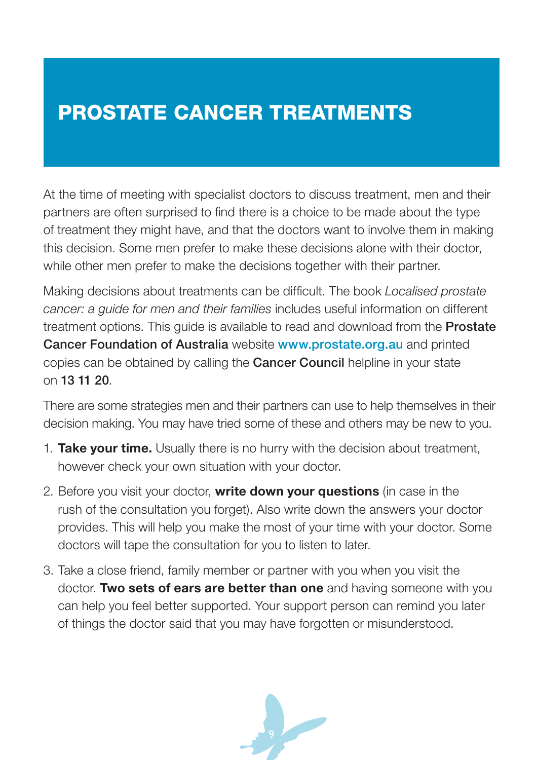# PROSTATE CANCER TREATMENTS

At the time of meeting with specialist doctors to discuss treatment, men and their partners are often surprised to find there is a choice to be made about the type of treatment they might have, and that the doctors want to involve them in making this decision. Some men prefer to make these decisions alone with their doctor, while other men prefer to make the decisions together with their partner.

Making decisions about treatments can be difficult. The book *Localised prostate cancer: a guide for men and their families* includes useful information on different treatment options. This guide is available to read and download from the **Prostate Cancer Foundation of Australia** website **www.prostate.org.au** and printed copies can be obtained by calling the **Cancer Council** helpline in your state on **13 11 20**.

There are some strategies men and their partners can use to help themselves in their decision making. You may have tried some of these and others may be new to you.

1. **Take your time.** Usually there is no hurry with the decision about treatment, however check your own situation with your doctor.
2. Before you visit your doctor, **write down your questions** (in case in the rush of the consultation you forget). Also write down the answers your doctor provides. This will help you make the most of your time with your doctor. Some doctors will tape the consultation for you to listen to later.
3. Take a close friend, family member or partner with you when you visit the doctor. **Two sets of ears are better than one** and having someone with you can help you feel better supported. Your support person can remind you later of things the doctor said that you may have forgotten or misunderstood.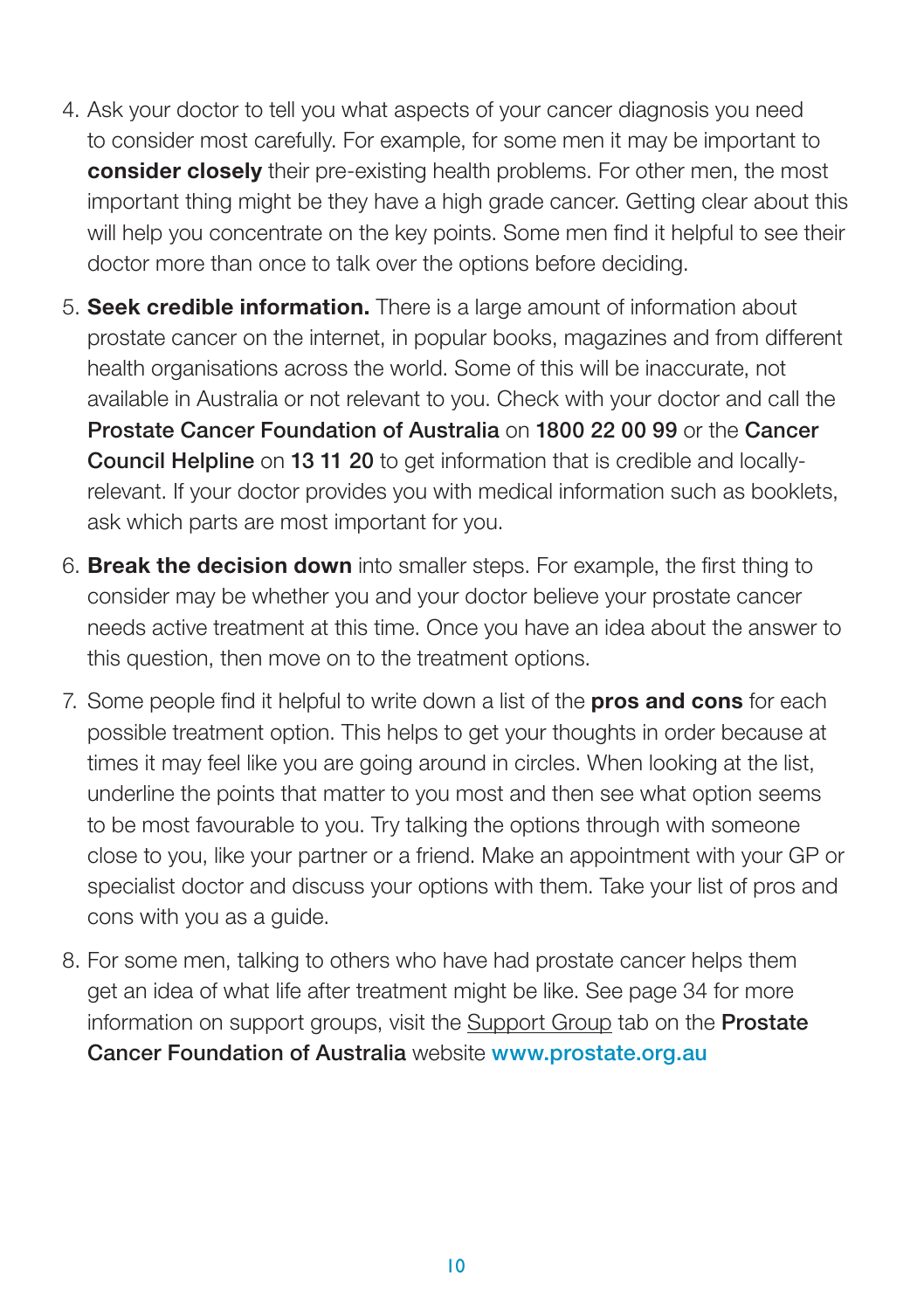4. Ask your doctor to tell you what aspects of your cancer diagnosis you need to consider most carefully. For example, for some men it may be important to **consider closely** their pre-existing health problems. For other men, the most important thing might be they have a high grade cancer. Getting clear about this will help you concentrate on the key points. Some men find it helpful to see their doctor more than once to talk over the options before deciding.

5. **Seek credible information.** There is a large amount of information about prostate cancer on the internet, in popular books, magazines and from different health organisations across the world. Some of this will be inaccurate, not available in Australia or not relevant to you. Check with your doctor and call the Prostate Cancer Foundation of Australia on 1800 22 00 99 or the Cancer Council Helpline on 13 11 20 to get information that is credible and locally-relevant. If your doctor provides you with medical information such as booklets, ask which parts are most important for you.

6. **Break the decision down** into smaller steps. For example, the first thing to consider may be whether you and your doctor believe your prostate cancer needs active treatment at this time. Once you have an idea about the answer to this question, then move on to the treatment options.

7. Some people find it helpful to write down a list of the **pros and cons** for each possible treatment option. This helps to get your thoughts in order because at times it may feel like you are going around in circles. When looking at the list, underline the points that matter to you most and then see what option seems to be most favourable to you. Try talking the options through with someone close to you, like your partner or a friend. Make an appointment with your GP or specialist doctor and discuss your options with them. Take your list of pros and cons with you as a guide.

8. For some men, talking to others who have had prostate cancer helps them get an idea of what life after treatment might be like. See page 34 for more information on support groups, visit the Support Group tab on the Prostate Cancer Foundation of Australia website www.prostate.org.au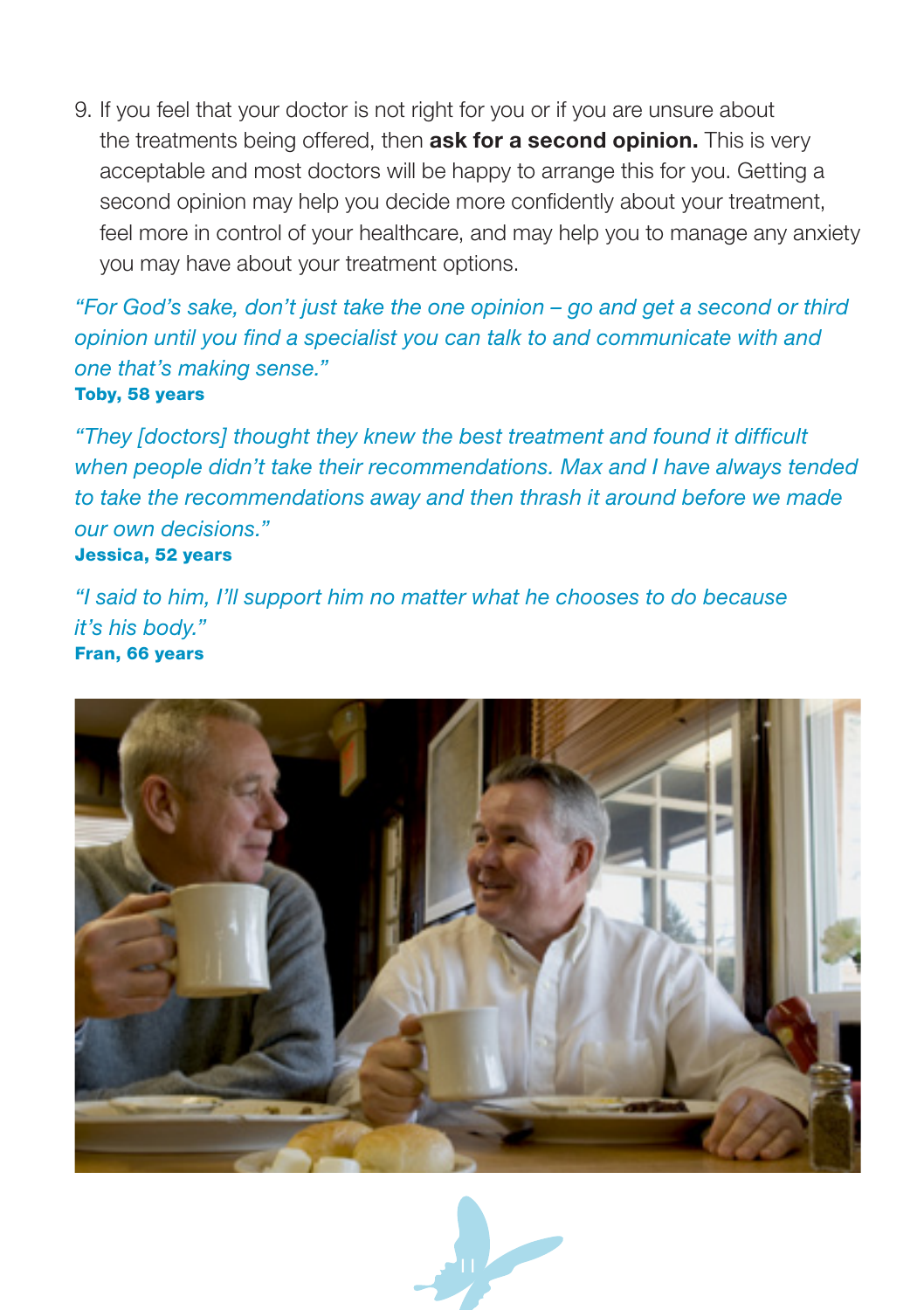9. If you feel that your doctor is not right for you or if you are unsure about the treatments being offered, then **ask for a second opinion.** This is very acceptable and most doctors will be happy to arrange this for you. Getting a second opinion may help you decide more confidently about your treatment, feel more in control of your healthcare, and may help you to manage any anxiety you may have about your treatment options.

*"For God's sake, don't just take the one opinion – go and get a second or third opinion until you find a specialist you can talk to and communicate with and one that's making sense."*
**Toby, 58 years**

*"They [doctors] thought they knew the best treatment and found it difficult when people didn't take their recommendations. Max and I have always tended to take the recommendations away and then thrash it around before we made our own decisions."*
**Jessica, 52 years**

*"I said to him, I'll support him no matter what he chooses to do because it's his body."*
**Fran, 66 years**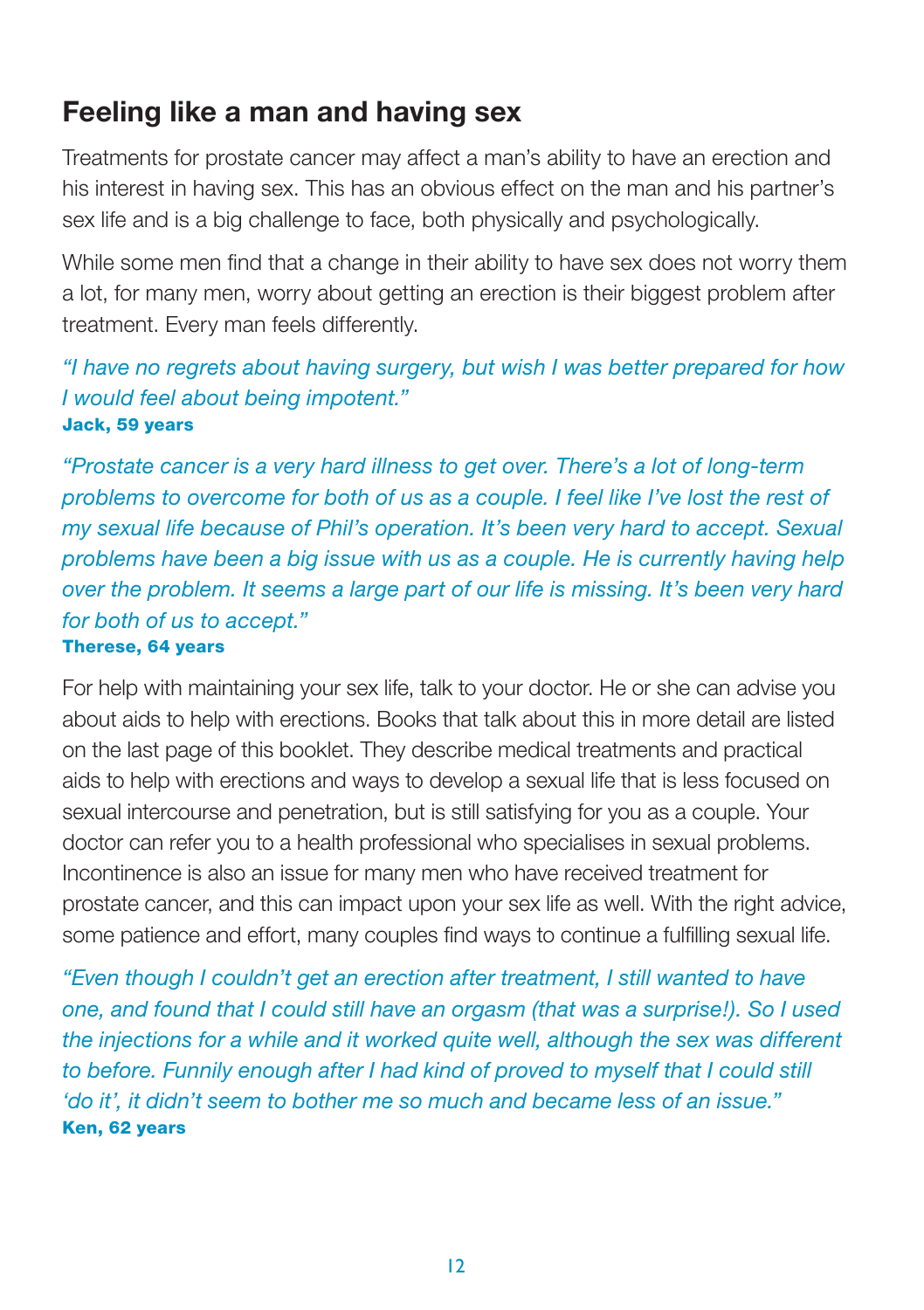## Feeling like a man and having sex

Treatments for prostate cancer may affect a man's ability to have an erection and his interest in having sex. This has an obvious effect on the man and his partner's sex life and is a big challenge to face, both physically and psychologically.

While some men find that a change in their ability to have sex does not worry them a lot, for many men, worry about getting an erection is their biggest problem after treatment. Every man feels differently.

*"I have no regrets about having surgery, but wish I was better prepared for how I would feel about being impotent."*
**Jack, 59 years**

*"Prostate cancer is a very hard illness to get over. There's a lot of long-term problems to overcome for both of us as a couple. I feel like I've lost the rest of my sexual life because of Phil's operation. It's been very hard to accept. Sexual problems have been a big issue with us as a couple. He is currently having help over the problem. It seems a large part of our life is missing. It's been very hard for both of us to accept."*
**Therese, 64 years**

For help with maintaining your sex life, talk to your doctor. He or she can advise you about aids to help with erections. Books that talk about this in more detail are listed on the last page of this booklet. They describe medical treatments and practical aids to help with erections and ways to develop a sexual life that is less focused on sexual intercourse and penetration, but is still satisfying for you as a couple. Your doctor can refer you to a health professional who specialises in sexual problems. Incontinence is also an issue for many men who have received treatment for prostate cancer, and this can impact upon your sex life as well. With the right advice, some patience and effort, many couples find ways to continue a fulfilling sexual life.

*"Even though I couldn't get an erection after treatment, I still wanted to have one, and found that I could still have an orgasm (that was a surprise!). So I used the injections for a while and it worked quite well, although the sex was different to before. Funnily enough after I had kind of proved to myself that I could still 'do it', it didn't seem to bother me so much and became less of an issue."*
**Ken, 62 years**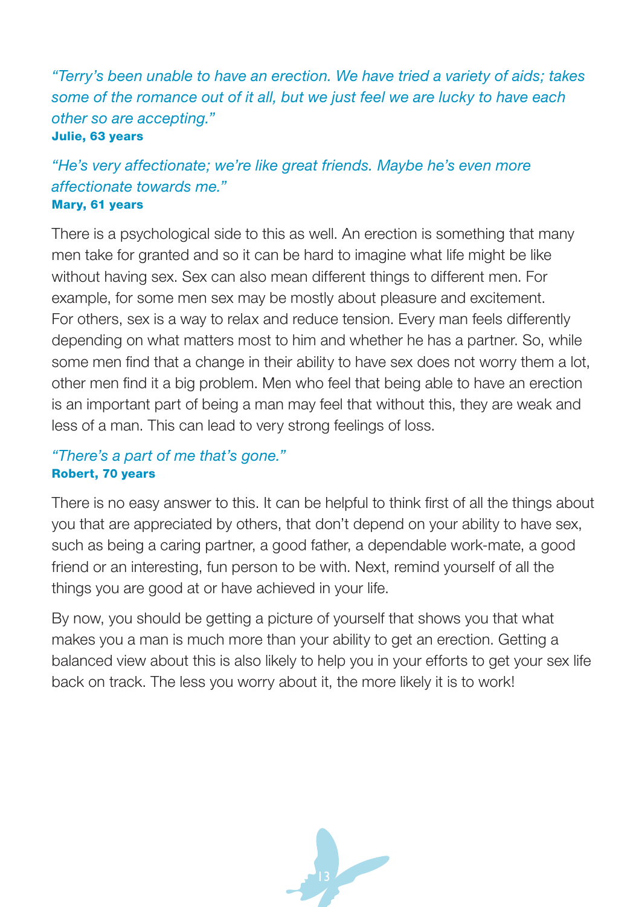*"Terry's been unable to have an erection. We have tried a variety of aids; takes some of the romance out of it all, but we just feel we are lucky to have each other so are accepting."*
**Julie, 63 years**

*"He's very affectionate; we're like great friends. Maybe he's even more affectionate towards me."*
**Mary, 61 years**

There is a psychological side to this as well. An erection is something that many men take for granted and so it can be hard to imagine what life might be like without having sex. Sex can also mean different things to different men. For example, for some men sex may be mostly about pleasure and excitement. For others, sex is a way to relax and reduce tension. Every man feels differently depending on what matters most to him and whether he has a partner. So, while some men find that a change in their ability to have sex does not worry them a lot, other men find it a big problem. Men who feel that being able to have an erection is an important part of being a man may feel that without this, they are weak and less of a man. This can lead to very strong feelings of loss.

*"There's a part of me that's gone."*
**Robert, 70 years**

There is no easy answer to this. It can be helpful to think first of all the things about you that are appreciated by others, that don't depend on your ability to have sex, such as being a caring partner, a good father, a dependable work-mate, a good friend or an interesting, fun person to be with. Next, remind yourself of all the things you are good at or have achieved in your life.

By now, you should be getting a picture of yourself that shows you that what makes you a man is much more than your ability to get an erection. Getting a balanced view about this is also likely to help you in your efforts to get your sex life back on track. The less you worry about it, the more likely it is to work!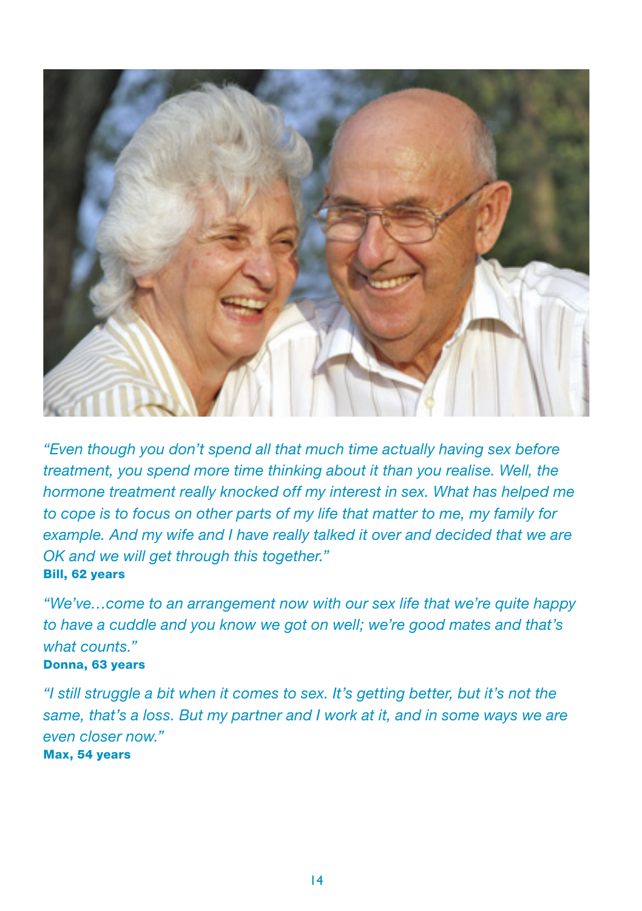*"Even though you don't spend all that much time actually having sex before treatment, you spend more time thinking about it than you realise. Well, the hormone treatment really knocked off my interest in sex. What has helped me to cope is to focus on other parts of my life that matter to me, my family for example. And my wife and I have really talked it over and decided that we are OK and we will get through this together."*
**Bill, 62 years**

*"We've…come to an arrangement now with our sex life that we're quite happy to have a cuddle and you know we got on well; we're good mates and that's what counts."*
**Donna, 63 years**

*"I still struggle a bit when it comes to sex. It's getting better, but it's not the same, that's a loss. But my partner and I work at it, and in some ways we are even closer now."*
**Max, 54 years**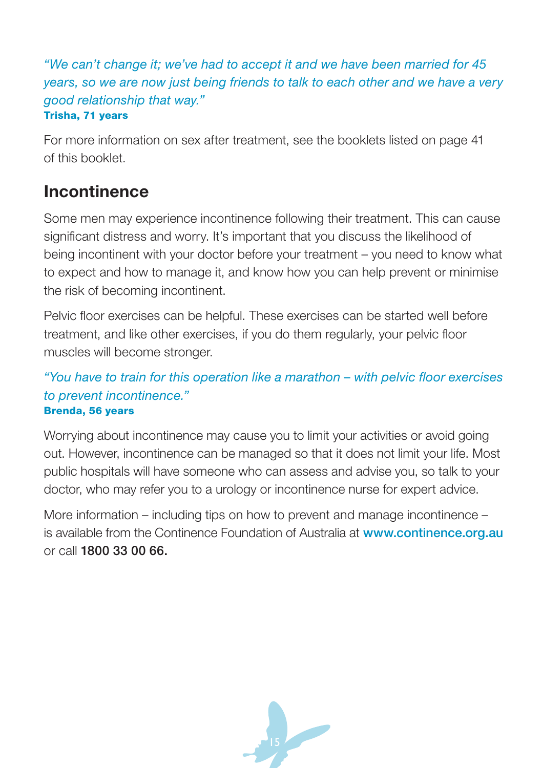*"We can't change it; we've had to accept it and we have been married for 45 years, so we are now just being friends to talk to each other and we have a very good relationship that way."*
**Trisha, 71 years**

For more information on sex after treatment, see the booklets listed on page 41 of this booklet.

## Incontinence

Some men may experience incontinence following their treatment. This can cause significant distress and worry. It's important that you discuss the likelihood of being incontinent with your doctor before your treatment – you need to know what to expect and how to manage it, and know how you can help prevent or minimise the risk of becoming incontinent.

Pelvic floor exercises can be helpful. These exercises can be started well before treatment, and like other exercises, if you do them regularly, your pelvic floor muscles will become stronger.

*"You have to train for this operation like a marathon – with pelvic floor exercises to prevent incontinence."*
**Brenda, 56 years**

Worrying about incontinence may cause you to limit your activities or avoid going out. However, incontinence can be managed so that it does not limit your life. Most public hospitals will have someone who can assess and advise you, so talk to your doctor, who may refer you to a urology or incontinence nurse for expert advice.

More information – including tips on how to prevent and manage incontinence – is available from the Continence Foundation of Australia at **www.continence.org.au** or call **1800 33 00 66.**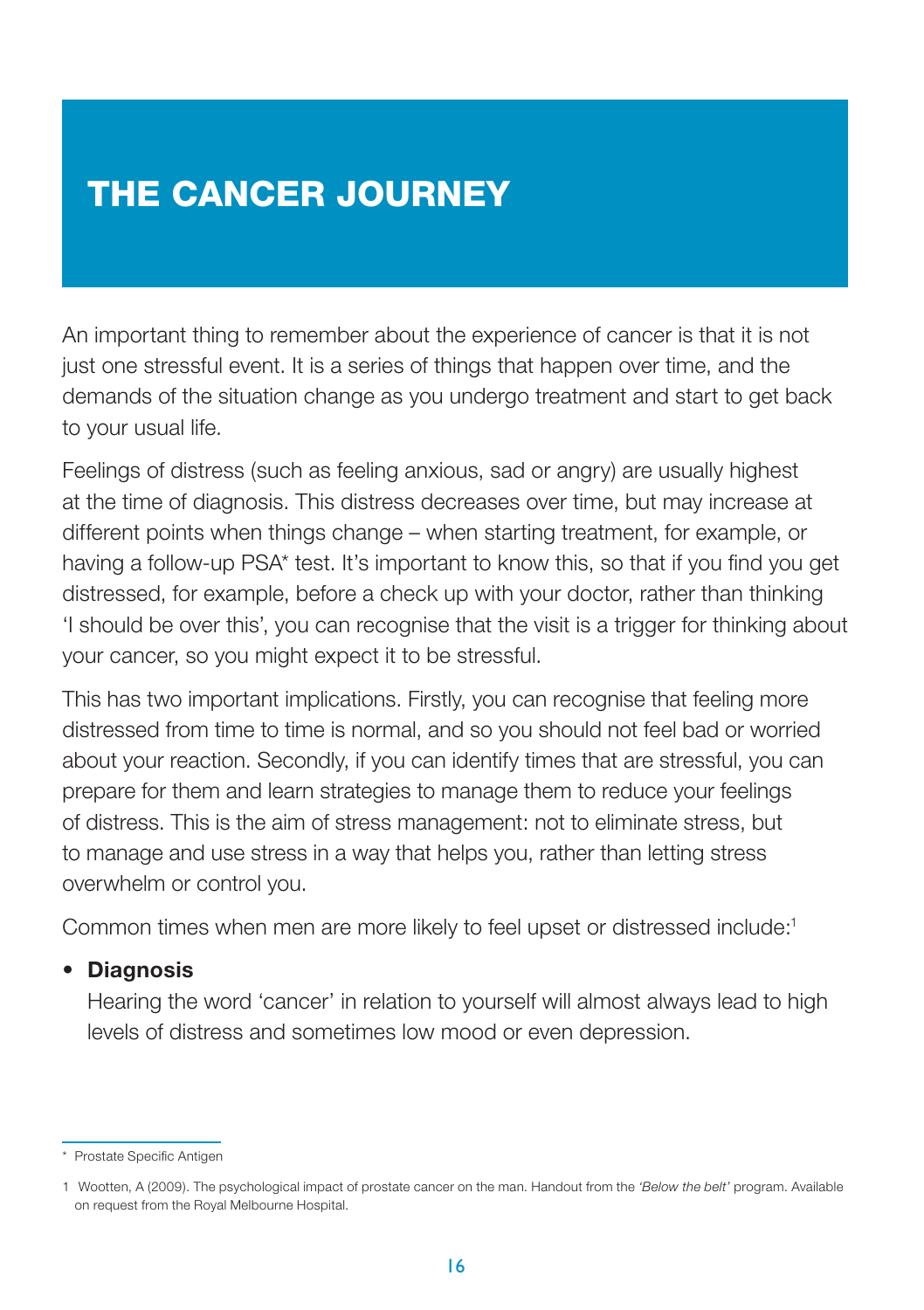# THE CANCER JOURNEY

An important thing to remember about the experience of cancer is that it is not just one stressful event. It is a series of things that happen over time, and the demands of the situation change as you undergo treatment and start to get back to your usual life.

Feelings of distress (such as feeling anxious, sad or angry) are usually highest at the time of diagnosis. This distress decreases over time, but may increase at different points when things change – when starting treatment, for example, or having a follow-up PSA* test. It's important to know this, so that if you find you get distressed, for example, before a check up with your doctor, rather than thinking 'I should be over this', you can recognise that the visit is a trigger for thinking about your cancer, so you might expect it to be stressful.

This has two important implications. Firstly, you can recognise that feeling more distressed from time to time is normal, and so you should not feel bad or worried about your reaction. Secondly, if you can identify times that are stressful, you can prepare for them and learn strategies to manage them to reduce your feelings of distress. This is the aim of stress management: not to eliminate stress, but to manage and use stress in a way that helps you, rather than letting stress overwhelm or control you.

Common times when men are more likely to feel upset or distressed include:[1]

- **Diagnosis**
  Hearing the word 'cancer' in relation to yourself will almost always lead to high levels of distress and sometimes low mood or even depression.

---

* Prostate Specific Antigen

1 Wootten, A (2009). The psychological impact of prostate cancer on the man. Handout from the *'Below the belt'* program. Available on request from the Royal Melbourne Hospital.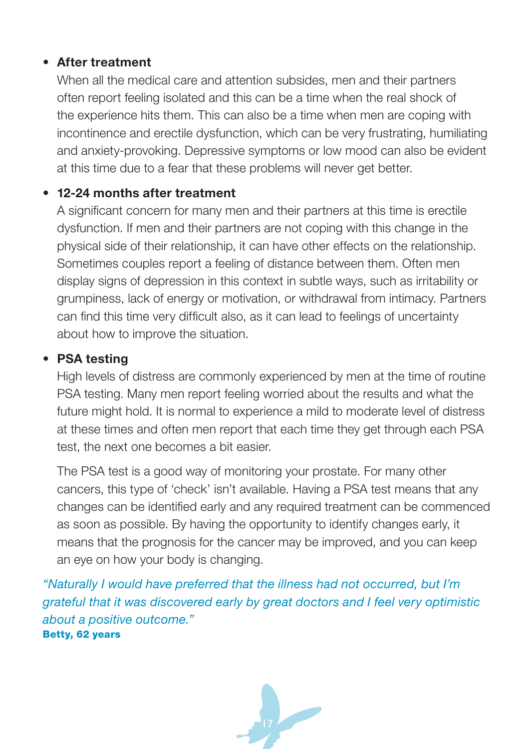- **After treatment**
  When all the medical care and attention subsides, men and their partners often report feeling isolated and this can be a time when the real shock of the experience hits them. This can also be a time when men are coping with incontinence and erectile dysfunction, which can be very frustrating, humiliating and anxiety-provoking. Depressive symptoms or low mood can also be evident at this time due to a fear that these problems will never get better.

- **12-24 months after treatment**
  A significant concern for many men and their partners at this time is erectile dysfunction. If men and their partners are not coping with this change in the physical side of their relationship, it can have other effects on the relationship. Sometimes couples report a feeling of distance between them. Often men display signs of depression in this context in subtle ways, such as irritability or grumpiness, lack of energy or motivation, or withdrawal from intimacy. Partners can find this time very difficult also, as it can lead to feelings of uncertainty about how to improve the situation.

- **PSA testing**
  High levels of distress are commonly experienced by men at the time of routine PSA testing. Many men report feeling worried about the results and what the future might hold. It is normal to experience a mild to moderate level of distress at these times and often men report that each time they get through each PSA test, the next one becomes a bit easier.

  The PSA test is a good way of monitoring your prostate. For many other cancers, this type of 'check' isn't available. Having a PSA test means that any changes can be identified early and any required treatment can be commenced as soon as possible. By having the opportunity to identify changes early, it means that the prognosis for the cancer may be improved, and you can keep an eye on how your body is changing.

*"Naturally I would have preferred that the illness had not occurred, but I'm grateful that it was discovered early by great doctors and I feel very optimistic about a positive outcome."*
**Betty, 62 years**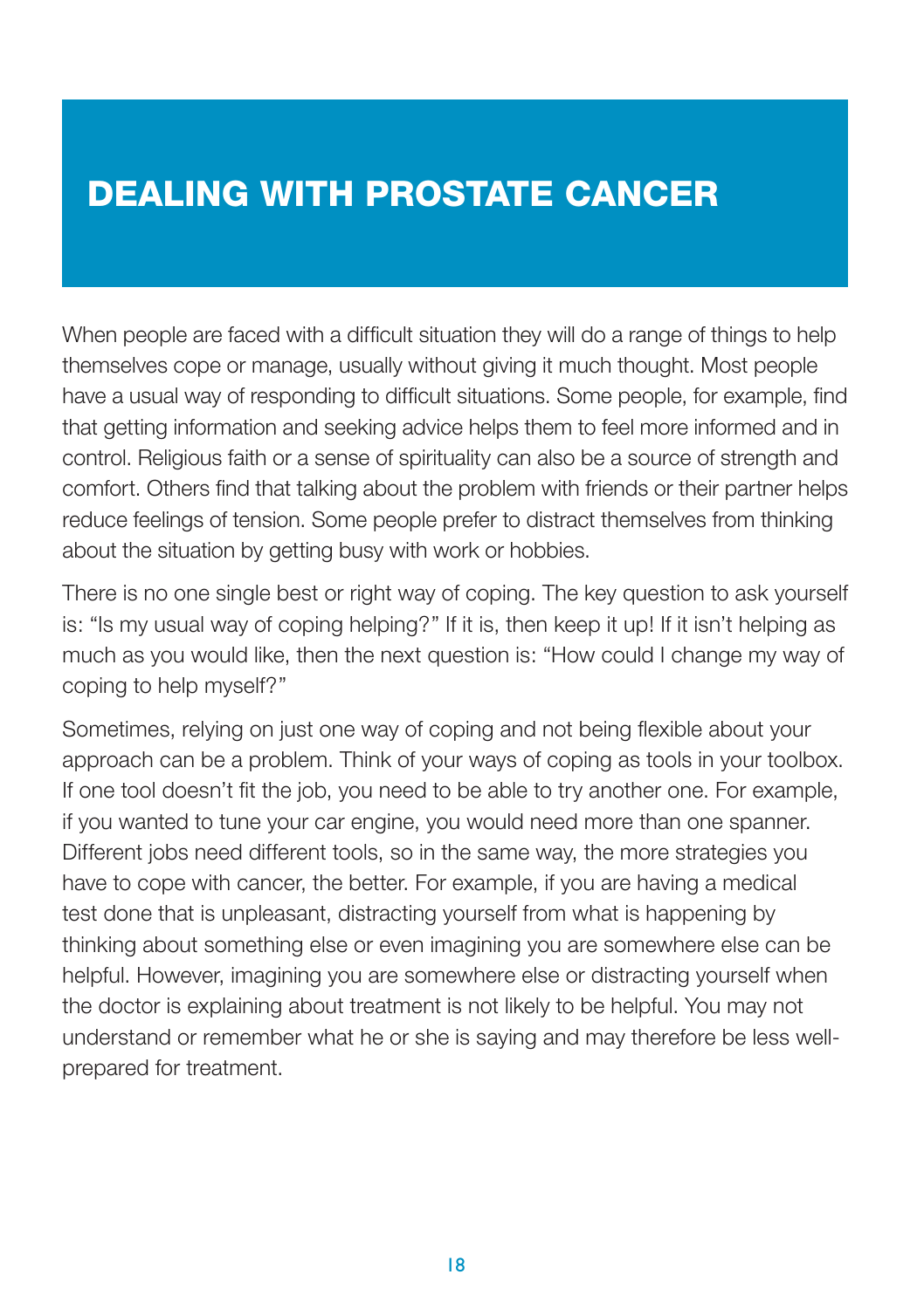# DEALING WITH PROSTATE CANCER

When people are faced with a difficult situation they will do a range of things to help themselves cope or manage, usually without giving it much thought. Most people have a usual way of responding to difficult situations. Some people, for example, find that getting information and seeking advice helps them to feel more informed and in control. Religious faith or a sense of spirituality can also be a source of strength and comfort. Others find that talking about the problem with friends or their partner helps reduce feelings of tension. Some people prefer to distract themselves from thinking about the situation by getting busy with work or hobbies.

There is no one single best or right way of coping. The key question to ask yourself is: "Is my usual way of coping helping?" If it is, then keep it up! If it isn't helping as much as you would like, then the next question is: "How could I change my way of coping to help myself?"

Sometimes, relying on just one way of coping and not being flexible about your approach can be a problem. Think of your ways of coping as tools in your toolbox. If one tool doesn't fit the job, you need to be able to try another one. For example, if you wanted to tune your car engine, you would need more than one spanner. Different jobs need different tools, so in the same way, the more strategies you have to cope with cancer, the better. For example, if you are having a medical test done that is unpleasant, distracting yourself from what is happening by thinking about something else or even imagining you are somewhere else can be helpful. However, imagining you are somewhere else or distracting yourself when the doctor is explaining about treatment is not likely to be helpful. You may not understand or remember what he or she is saying and may therefore be less well-prepared for treatment.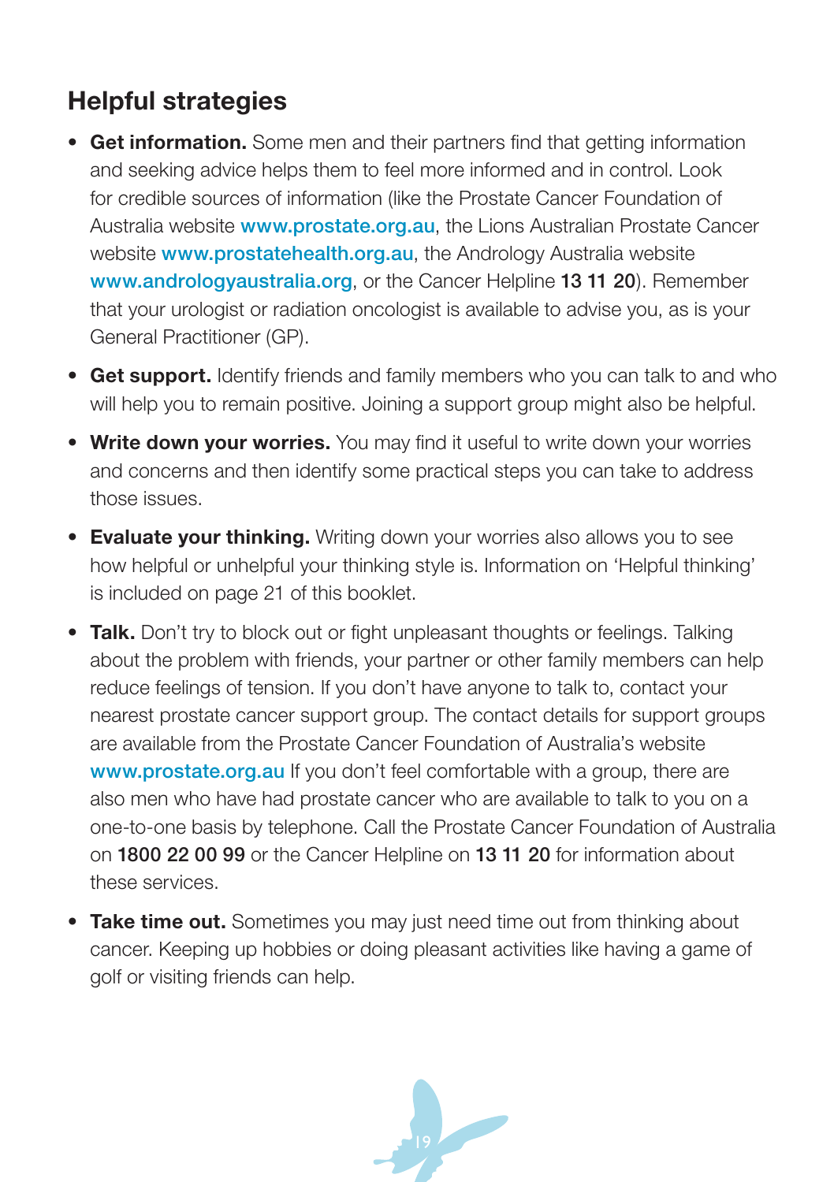## Helpful strategies

- **Get information.** Some men and their partners find that getting information and seeking advice helps them to feel more informed and in control. Look for credible sources of information (like the Prostate Cancer Foundation of Australia website www.prostate.org.au, the Lions Australian Prostate Cancer website www.prostatehealth.org.au, the Andrology Australia website www.andrologyaustralia.org, or the Cancer Helpline **13 11 20**). Remember that your urologist or radiation oncologist is available to advise you, as is your General Practitioner (GP).
- **Get support.** Identify friends and family members who you can talk to and who will help you to remain positive. Joining a support group might also be helpful.
- **Write down your worries.** You may find it useful to write down your worries and concerns and then identify some practical steps you can take to address those issues.
- **Evaluate your thinking.** Writing down your worries also allows you to see how helpful or unhelpful your thinking style is. Information on 'Helpful thinking' is included on page 21 of this booklet.
- **Talk.** Don't try to block out or fight unpleasant thoughts or feelings. Talking about the problem with friends, your partner or other family members can help reduce feelings of tension. If you don't have anyone to talk to, contact your nearest prostate cancer support group. The contact details for support groups are available from the Prostate Cancer Foundation of Australia's website www.prostate.org.au If you don't feel comfortable with a group, there are also men who have had prostate cancer who are available to talk to you on a one-to-one basis by telephone. Call the Prostate Cancer Foundation of Australia on **1800 22 00 99** or the Cancer Helpline on **13 11 20** for information about these services.
- **Take time out.** Sometimes you may just need time out from thinking about cancer. Keeping up hobbies or doing pleasant activities like having a game of golf or visiting friends can help.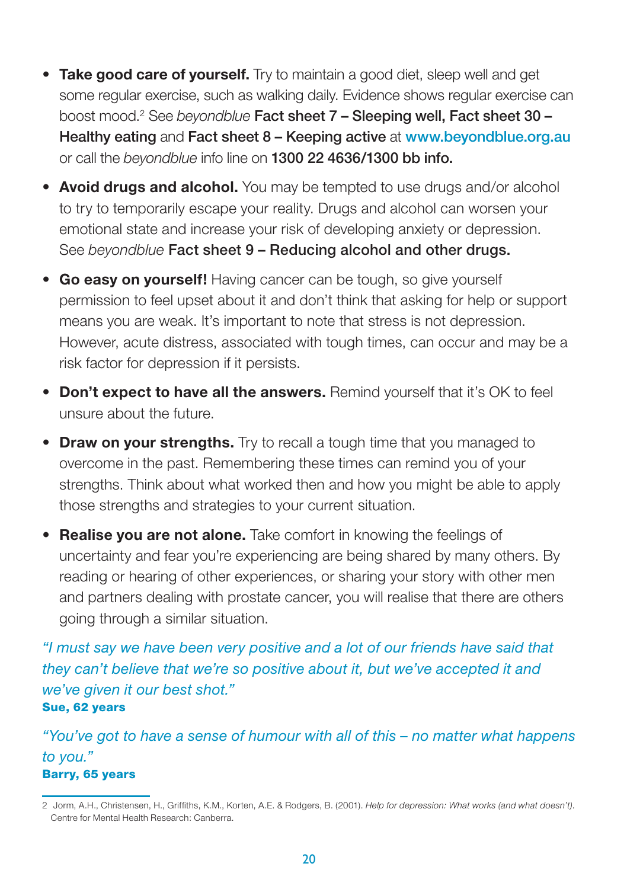- **Take good care of yourself.** Try to maintain a good diet, sleep well and get some regular exercise, such as walking daily. Evidence shows regular exercise can boost mood.[2] See *beyondblue* **Fact sheet 7 – Sleeping well, Fact sheet 30 – Healthy eating** and **Fact sheet 8 – Keeping active** at **www.beyondblue.org.au** or call the *beyondblue* info line on **1300 22 4636/1300 bb info.**
- **Avoid drugs and alcohol.** You may be tempted to use drugs and/or alcohol to try to temporarily escape your reality. Drugs and alcohol can worsen your emotional state and increase your risk of developing anxiety or depression. See *beyondblue* **Fact sheet 9 – Reducing alcohol and other drugs.**
- **Go easy on yourself!** Having cancer can be tough, so give yourself permission to feel upset about it and don't think that asking for help or support means you are weak. It's important to note that stress is not depression. However, acute distress, associated with tough times, can occur and may be a risk factor for depression if it persists.
- **Don't expect to have all the answers.** Remind yourself that it's OK to feel unsure about the future.
- **Draw on your strengths.** Try to recall a tough time that you managed to overcome in the past. Remembering these times can remind you of your strengths. Think about what worked then and how you might be able to apply those strengths and strategies to your current situation.
- **Realise you are not alone.** Take comfort in knowing the feelings of uncertainty and fear you're experiencing are being shared by many others. By reading or hearing of other experiences, or sharing your story with other men and partners dealing with prostate cancer, you will realise that there are others going through a similar situation.

*"I must say we have been very positive and a lot of our friends have said that they can't believe that we're so positive about it, but we've accepted it and we've given it our best shot."*
**Sue, 62 years**

*"You've got to have a sense of humour with all of this – no matter what happens to you."*
**Barry, 65 years**

---

2 Jorm, A.H., Christensen, H., Griffiths, K.M., Korten, A.E. & Rodgers, B. (2001). *Help for depression: What works (and what doesn't).* Centre for Mental Health Research: Canberra.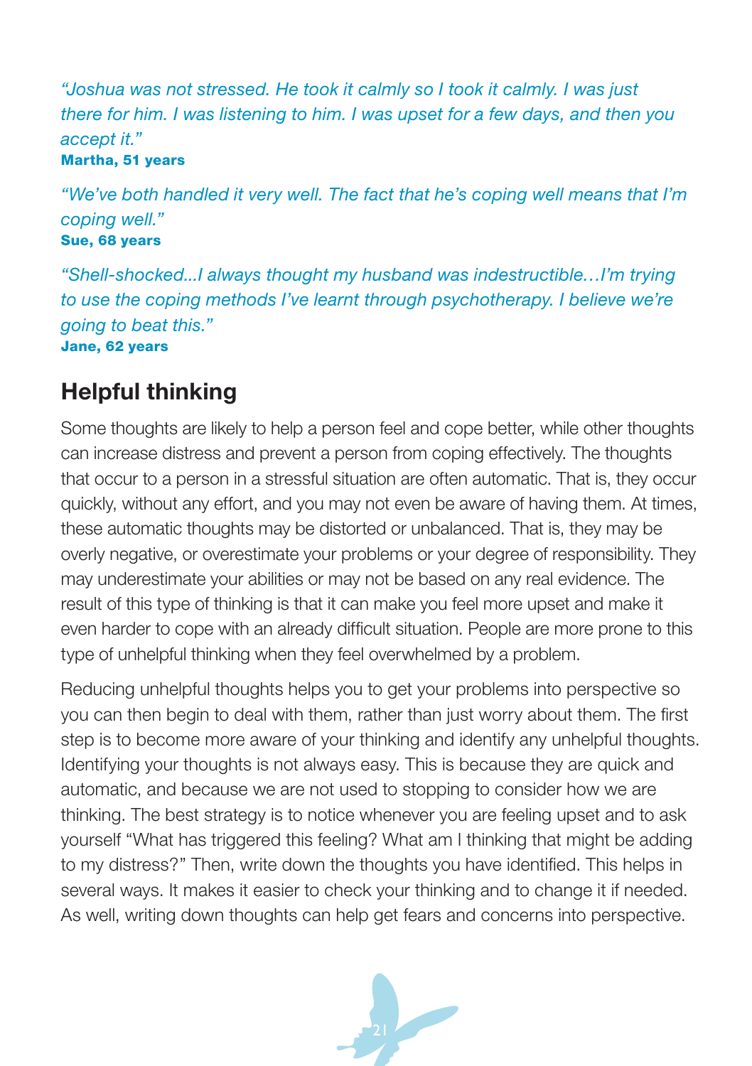*"Joshua was not stressed. He took it calmly so I took it calmly. I was just there for him. I was listening to him. I was upset for a few days, and then you accept it."*
**Martha, 51 years**

*"We've both handled it very well. The fact that he's coping well means that I'm coping well."*
**Sue, 68 years**

*"Shell-shocked...I always thought my husband was indestructible…I'm trying to use the coping methods I've learnt through psychotherapy. I believe we're going to beat this."*
**Jane, 62 years**

## Helpful thinking

Some thoughts are likely to help a person feel and cope better, while other thoughts can increase distress and prevent a person from coping effectively. The thoughts that occur to a person in a stressful situation are often automatic. That is, they occur quickly, without any effort, and you may not even be aware of having them. At times, these automatic thoughts may be distorted or unbalanced. That is, they may be overly negative, or overestimate your problems or your degree of responsibility. They may underestimate your abilities or may not be based on any real evidence. The result of this type of thinking is that it can make you feel more upset and make it even harder to cope with an already difficult situation. People are more prone to this type of unhelpful thinking when they feel overwhelmed by a problem.

Reducing unhelpful thoughts helps you to get your problems into perspective so you can then begin to deal with them, rather than just worry about them. The first step is to become more aware of your thinking and identify any unhelpful thoughts. Identifying your thoughts is not always easy. This is because they are quick and automatic, and because we are not used to stopping to consider how we are thinking. The best strategy is to notice whenever you are feeling upset and to ask yourself "What has triggered this feeling? What am I thinking that might be adding to my distress?" Then, write down the thoughts you have identified. This helps in several ways. It makes it easier to check your thinking and to change it if needed. As well, writing down thoughts can help get fears and concerns into perspective.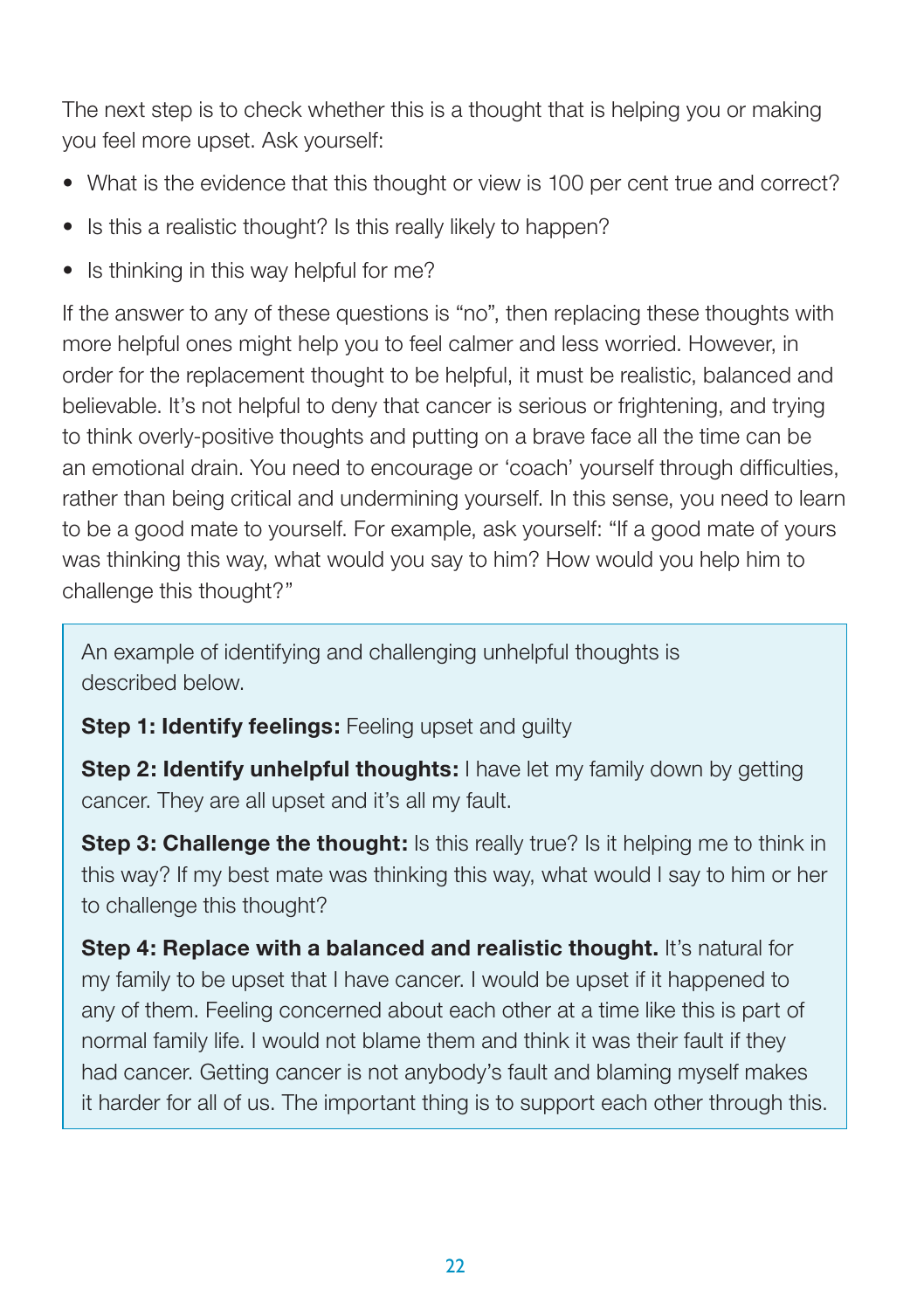The next step is to check whether this is a thought that is helping you or making you feel more upset. Ask yourself:

- What is the evidence that this thought or view is 100 per cent true and correct?
- Is this a realistic thought? Is this really likely to happen?
- Is thinking in this way helpful for me?

If the answer to any of these questions is "no", then replacing these thoughts with more helpful ones might help you to feel calmer and less worried. However, in order for the replacement thought to be helpful, it must be realistic, balanced and believable. It's not helpful to deny that cancer is serious or frightening, and trying to think overly-positive thoughts and putting on a brave face all the time can be an emotional drain. You need to encourage or 'coach' yourself through difficulties, rather than being critical and undermining yourself. In this sense, you need to learn to be a good mate to yourself. For example, ask yourself: "If a good mate of yours was thinking this way, what would you say to him? How would you help him to challenge this thought?"

> An example of identifying and challenging unhelpful thoughts is described below.
>
> **Step 1: Identify feelings:** Feeling upset and guilty
>
> **Step 2: Identify unhelpful thoughts:** I have let my family down by getting cancer. They are all upset and it's all my fault.
>
> **Step 3: Challenge the thought:** Is this really true? Is it helping me to think in this way? If my best mate was thinking this way, what would I say to him or her to challenge this thought?
>
> **Step 4: Replace with a balanced and realistic thought.** It's natural for my family to be upset that I have cancer. I would be upset if it happened to any of them. Feeling concerned about each other at a time like this is part of normal family life. I would not blame them and think it was their fault if they had cancer. Getting cancer is not anybody's fault and blaming myself makes it harder for all of us. The important thing is to support each other through this.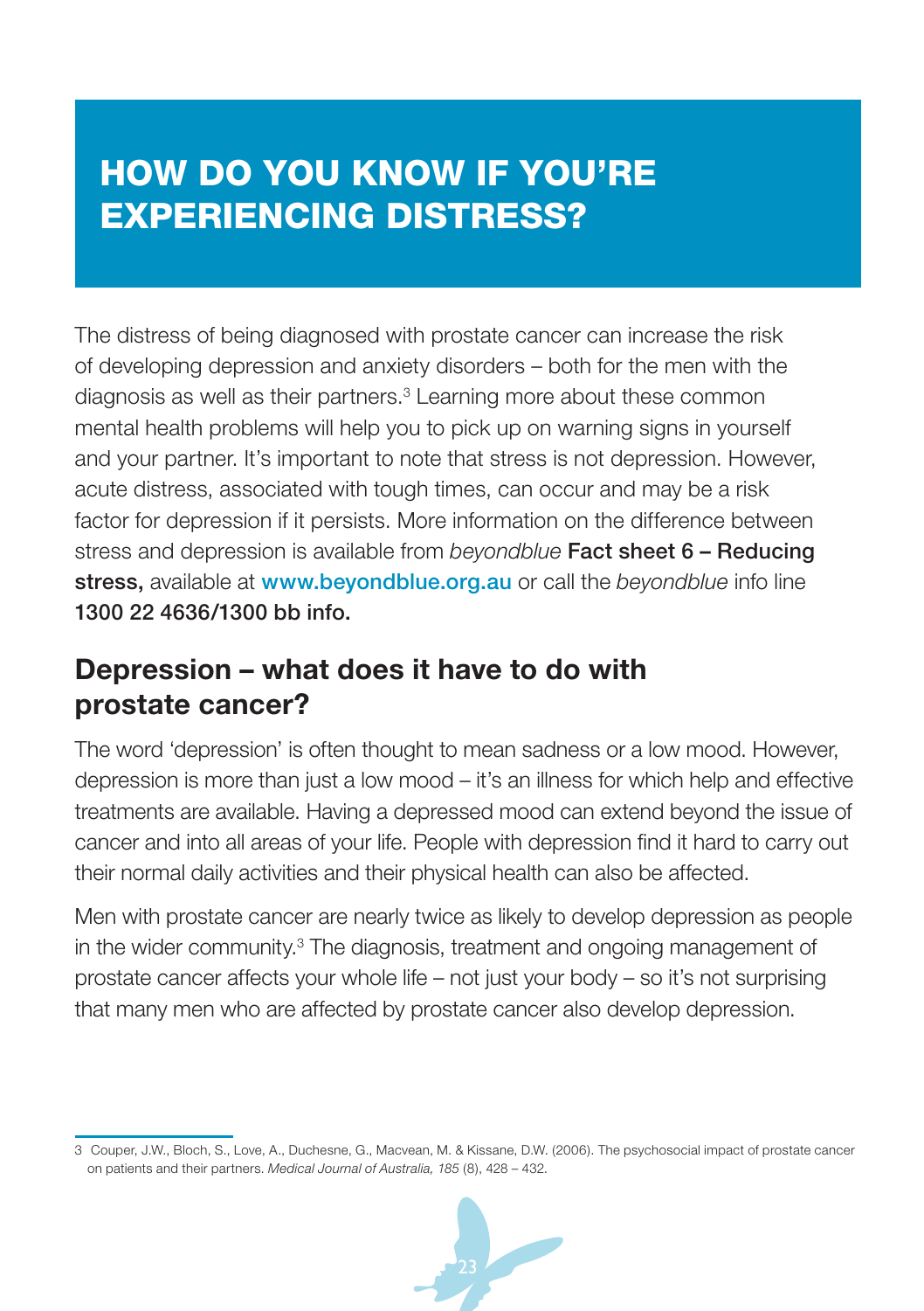# HOW DO YOU KNOW IF YOU'RE EXPERIENCING DISTRESS?

The distress of being diagnosed with prostate cancer can increase the risk of developing depression and anxiety disorders – both for the men with the diagnosis as well as their partners.[3] Learning more about these common mental health problems will help you to pick up on warning signs in yourself and your partner. It's important to note that stress is not depression. However, acute distress, associated with tough times, can occur and may be a risk factor for depression if it persists. More information on the difference between stress and depression is available from *beyondblue* **Fact sheet 6 – Reducing stress,** available at **www.beyondblue.org.au** or call the *beyondblue* info line **1300 22 4636/1300 bb info.**

## Depression – what does it have to do with prostate cancer?

The word 'depression' is often thought to mean sadness or a low mood. However, depression is more than just a low mood – it's an illness for which help and effective treatments are available. Having a depressed mood can extend beyond the issue of cancer and into all areas of your life. People with depression find it hard to carry out their normal daily activities and their physical health can also be affected.

Men with prostate cancer are nearly twice as likely to develop depression as people in the wider community.[3] The diagnosis, treatment and ongoing management of prostate cancer affects your whole life – not just your body – so it's not surprising that many men who are affected by prostate cancer also develop depression.

---

3 Couper, J.W., Bloch, S., Love, A., Duchesne, G., Macvean, M. & Kissane, D.W. (2006). The psychosocial impact of prostate cancer on patients and their partners. *Medical Journal of Australia, 185* (8), 428 – 432.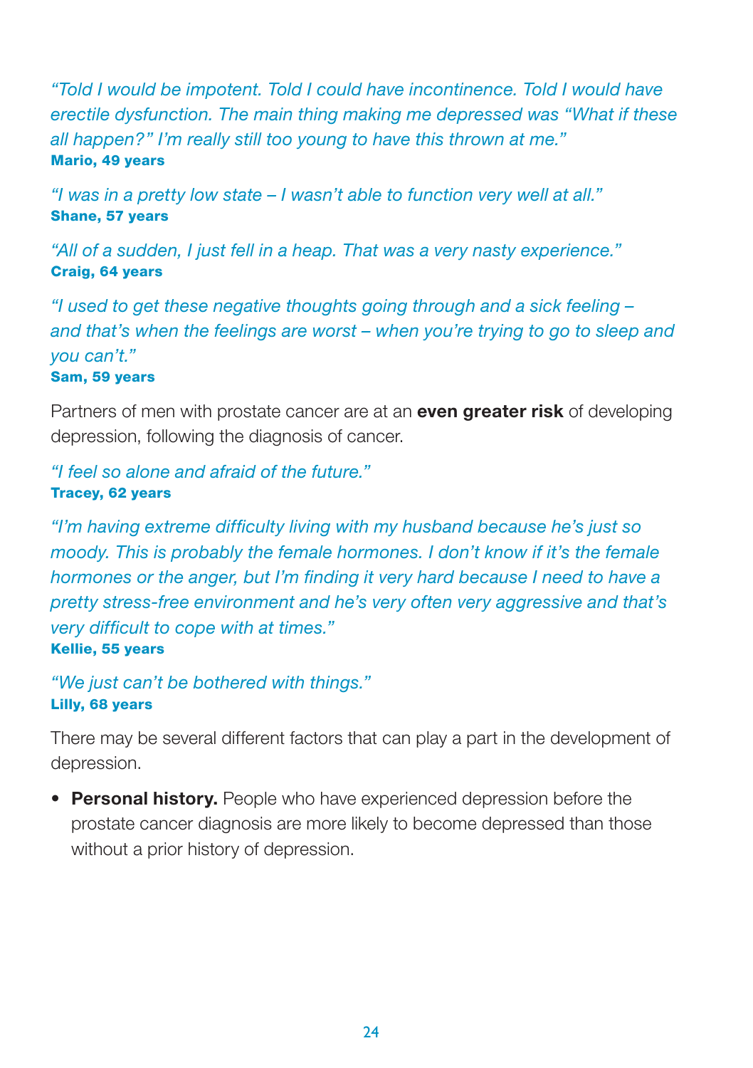*"Told I would be impotent. Told I could have incontinence. Told I would have erectile dysfunction. The main thing making me depressed was "What if these all happen?" I'm really still too young to have this thrown at me."*
**Mario, 49 years**

*"I was in a pretty low state – I wasn't able to function very well at all."*
**Shane, 57 years**

*"All of a sudden, I just fell in a heap. That was a very nasty experience."*
**Craig, 64 years**

*"I used to get these negative thoughts going through and a sick feeling – and that's when the feelings are worst – when you're trying to go to sleep and you can't."*
**Sam, 59 years**

Partners of men with prostate cancer are at an **even greater risk** of developing depression, following the diagnosis of cancer.

*"I feel so alone and afraid of the future."*
**Tracey, 62 years**

*"I'm having extreme difficulty living with my husband because he's just so moody. This is probably the female hormones. I don't know if it's the female hormones or the anger, but I'm finding it very hard because I need to have a pretty stress-free environment and he's very often very aggressive and that's very difficult to cope with at times."*
**Kellie, 55 years**

*"We just can't be bothered with things."*
**Lilly, 68 years**

There may be several different factors that can play a part in the development of depression.

- **Personal history.** People who have experienced depression before the prostate cancer diagnosis are more likely to become depressed than those without a prior history of depression.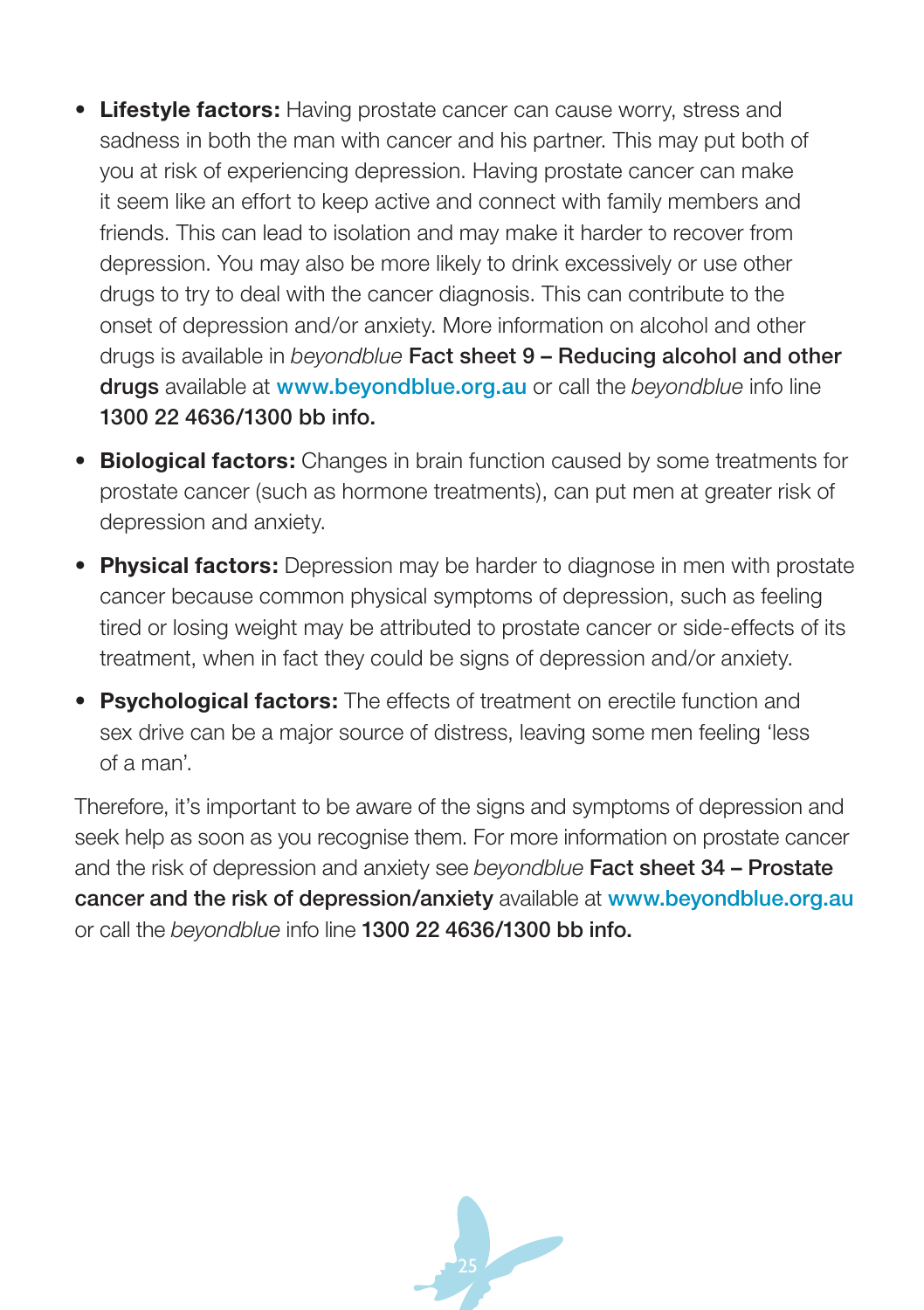- **Lifestyle factors:** Having prostate cancer can cause worry, stress and sadness in both the man with cancer and his partner. This may put both of you at risk of experiencing depression. Having prostate cancer can make it seem like an effort to keep active and connect with family members and friends. This can lead to isolation and may make it harder to recover from depression. You may also be more likely to drink excessively or use other drugs to try to deal with the cancer diagnosis. This can contribute to the onset of depression and/or anxiety. More information on alcohol and other drugs is available in *beyondblue* **Fact sheet 9 – Reducing alcohol and other drugs** available at **www.beyondblue.org.au** or call the *beyondblue* info line **1300 22 4636/1300 bb info.**
- **Biological factors:** Changes in brain function caused by some treatments for prostate cancer (such as hormone treatments), can put men at greater risk of depression and anxiety.
- **Physical factors:** Depression may be harder to diagnose in men with prostate cancer because common physical symptoms of depression, such as feeling tired or losing weight may be attributed to prostate cancer or side-effects of its treatment, when in fact they could be signs of depression and/or anxiety.
- **Psychological factors:** The effects of treatment on erectile function and sex drive can be a major source of distress, leaving some men feeling 'less of a man'.

Therefore, it's important to be aware of the signs and symptoms of depression and seek help as soon as you recognise them. For more information on prostate cancer and the risk of depression and anxiety see *beyondblue* **Fact sheet 34 – Prostate cancer and the risk of depression/anxiety** available at **www.beyondblue.org.au** or call the *beyondblue* info line **1300 22 4636/1300 bb info.**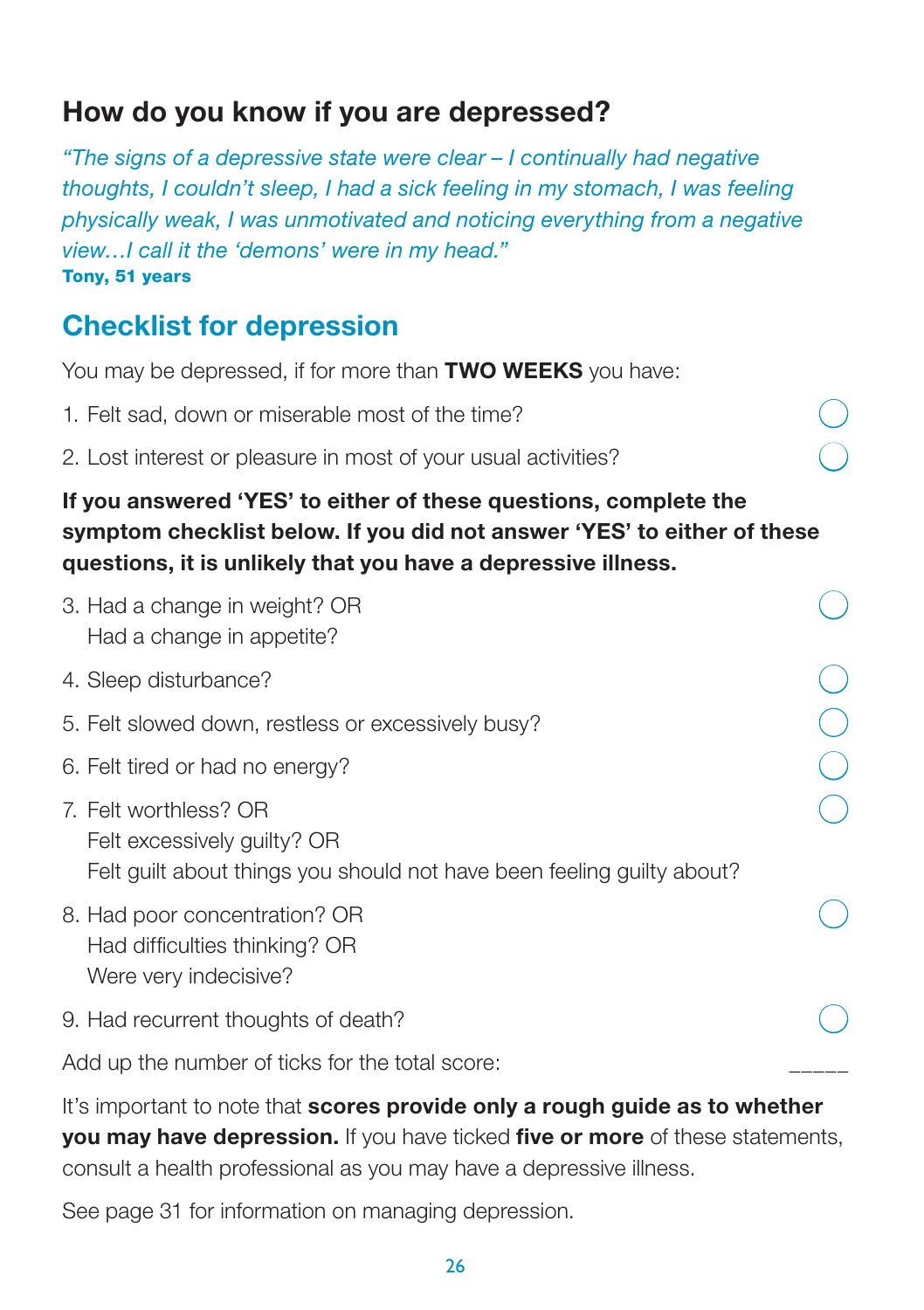## How do you know if you are depressed?

*"The signs of a depressive state were clear – I continually had negative thoughts, I couldn't sleep, I had a sick feeling in my stomach, I was feeling physically weak, I was unmotivated and noticing everything from a negative view…I call it the 'demons' were in my head."*
**Tony, 51 years**

## Checklist for depression

You may be depressed, if for more than **TWO WEEKS** you have:

1. Felt sad, down or miserable most of the time? ◯
2. Lost interest or pleasure in most of your usual activities? ◯

**If you answered 'YES' to either of these questions, complete the symptom checklist below. If you did not answer 'YES' to either of these questions, it is unlikely that you have a depressive illness.**

3. Had a change in weight? OR
   Had a change in appetite? ◯
4. Sleep disturbance? ◯
5. Felt slowed down, restless or excessively busy? ◯
6. Felt tired or had no energy? ◯
7. Felt worthless? OR
   Felt excessively guilty? OR
   Felt guilt about things you should not have been feeling guilty about? ◯
8. Had poor concentration? OR
   Had difficulties thinking? OR
   Were very indecisive? ◯
9. Had recurrent thoughts of death? ◯

Add up the number of ticks for the total score: _____

It's important to note that **scores provide only a rough guide as to whether you may have depression.** If you have ticked **five or more** of these statements, consult a health professional as you may have a depressive illness.

See page 31 for information on managing depression.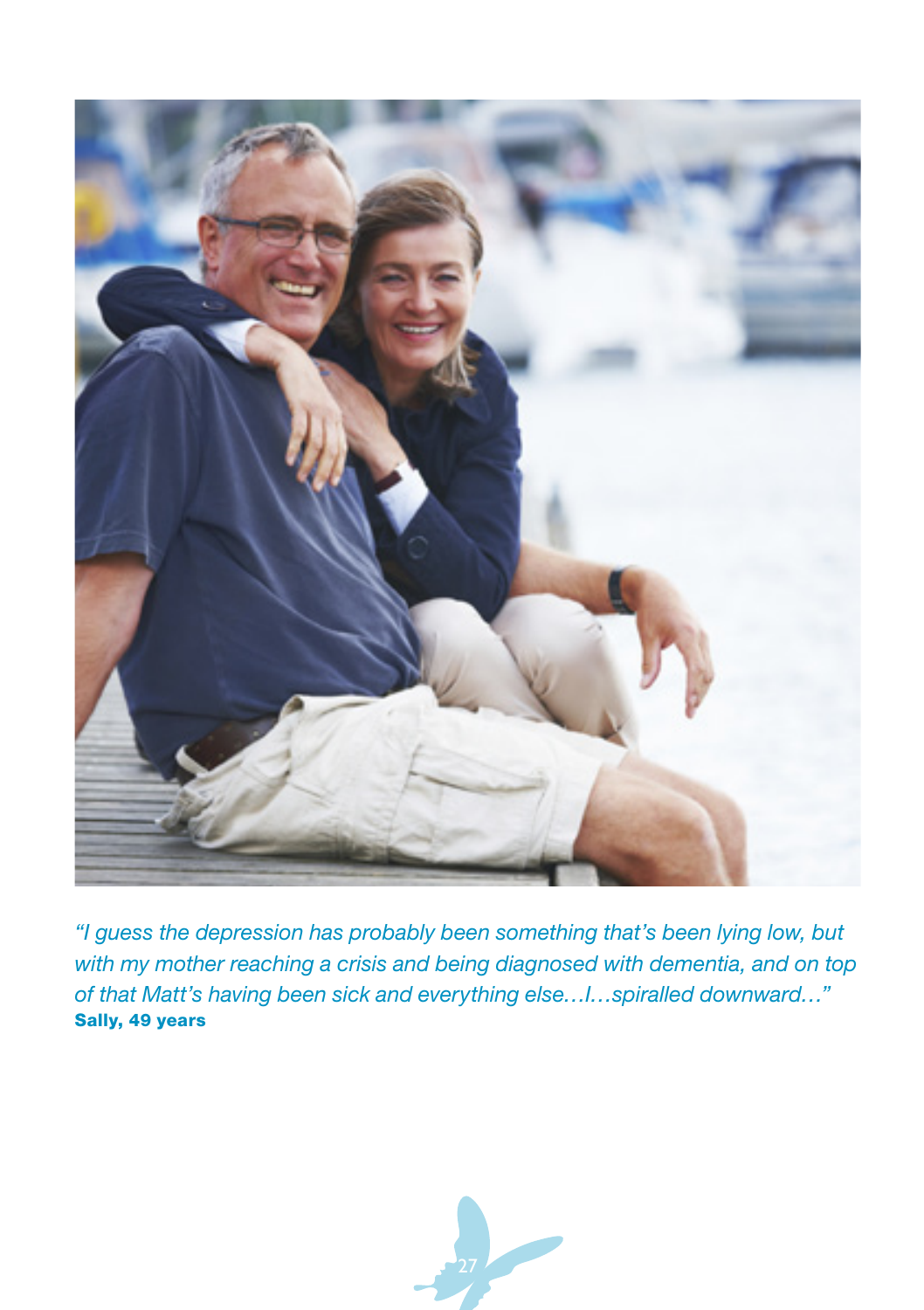*"I guess the depression has probably been something that's been lying low, but with my mother reaching a crisis and being diagnosed with dementia, and on top of that Matt's having been sick and everything else…I…spiralled downward…"*
**Sally, 49 years**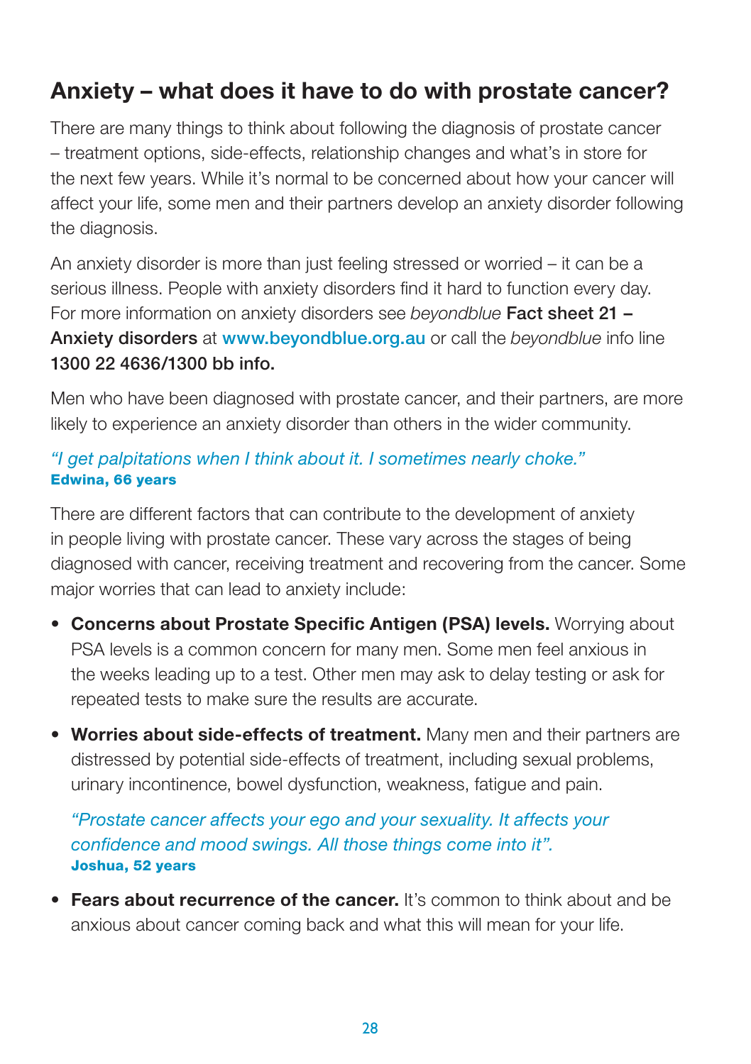## Anxiety – what does it have to do with prostate cancer?

There are many things to think about following the diagnosis of prostate cancer – treatment options, side-effects, relationship changes and what's in store for the next few years. While it's normal to be concerned about how your cancer will affect your life, some men and their partners develop an anxiety disorder following the diagnosis.

An anxiety disorder is more than just feeling stressed or worried – it can be a serious illness. People with anxiety disorders find it hard to function every day. For more information on anxiety disorders see *beyondblue* **Fact sheet 21 – Anxiety disorders** at www.beyondblue.org.au or call the *beyondblue* info line **1300 22 4636/1300 bb info.**

Men who have been diagnosed with prostate cancer, and their partners, are more likely to experience an anxiety disorder than others in the wider community.

*"I get palpitations when I think about it. I sometimes nearly choke."*
**Edwina, 66 years**

There are different factors that can contribute to the development of anxiety in people living with prostate cancer. These vary across the stages of being diagnosed with cancer, receiving treatment and recovering from the cancer. Some major worries that can lead to anxiety include:

- **Concerns about Prostate Specific Antigen (PSA) levels.** Worrying about PSA levels is a common concern for many men. Some men feel anxious in the weeks leading up to a test. Other men may ask to delay testing or ask for repeated tests to make sure the results are accurate.
- **Worries about side-effects of treatment.** Many men and their partners are distressed by potential side-effects of treatment, including sexual problems, urinary incontinence, bowel dysfunction, weakness, fatigue and pain.

  *"Prostate cancer affects your ego and your sexuality. It affects your confidence and mood swings. All those things come into it".*
  **Joshua, 52 years**

- **Fears about recurrence of the cancer.** It's common to think about and be anxious about cancer coming back and what this will mean for your life.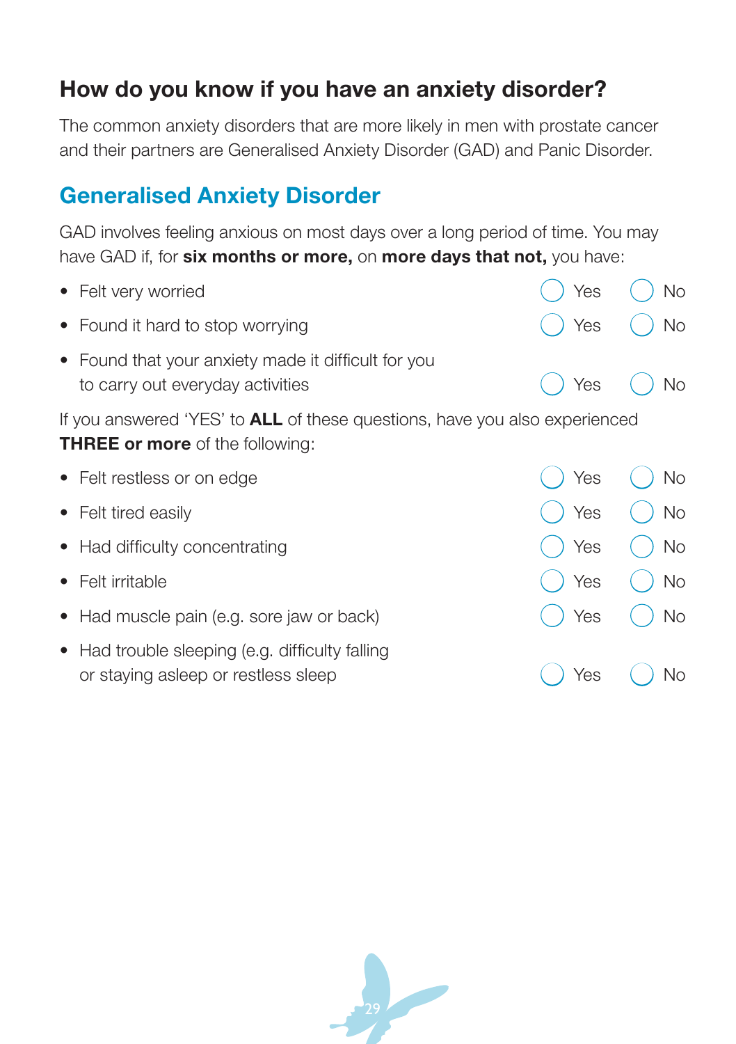## How do you know if you have an anxiety disorder?

The common anxiety disorders that are more likely in men with prostate cancer and their partners are Generalised Anxiety Disorder (GAD) and Panic Disorder.

### Generalised Anxiety Disorder

GAD involves feeling anxious on most days over a long period of time. You may have GAD if, for **six months or more,** on **more days that not,** you have:

- Felt very worried ◯ Yes ◯ No
- Found it hard to stop worrying ◯ Yes ◯ No
- Found that your anxiety made it difficult for you to carry out everyday activities ◯ Yes ◯ No

If you answered 'YES' to **ALL** of these questions, have you also experienced **THREE or more** of the following:

- Felt restless or on edge ◯ Yes ◯ No
- Felt tired easily ◯ Yes ◯ No
- Had difficulty concentrating ◯ Yes ◯ No
- Felt irritable ◯ Yes ◯ No
- Had muscle pain (e.g. sore jaw or back) ◯ Yes ◯ No
- Had trouble sleeping (e.g. difficulty falling or staying asleep or restless sleep ◯ Yes ◯ No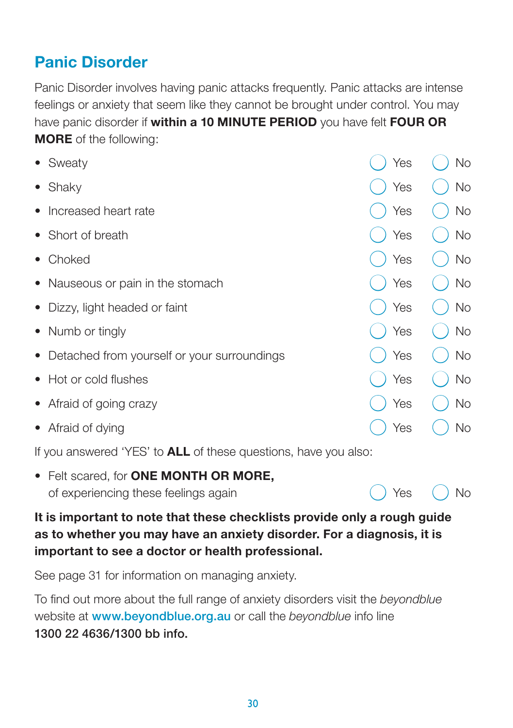## Panic Disorder

Panic Disorder involves having panic attacks frequently. Panic attacks are intense feelings or anxiety that seem like they cannot be brought under control. You may have panic disorder if **within a 10 MINUTE PERIOD** you have felt **FOUR OR MORE** of the following:

| | | |
|---|---|---|
| • Sweaty | ◯ Yes | ◯ No |
| • Shaky | ◯ Yes | ◯ No |
| • Increased heart rate | ◯ Yes | ◯ No |
| • Short of breath | ◯ Yes | ◯ No |
| • Choked | ◯ Yes | ◯ No |
| • Nauseous or pain in the stomach | ◯ Yes | ◯ No |
| • Dizzy, light headed or faint | ◯ Yes | ◯ No |
| • Numb or tingly | ◯ Yes | ◯ No |
| • Detached from yourself or your surroundings | ◯ Yes | ◯ No |
| • Hot or cold flushes | ◯ Yes | ◯ No |
| • Afraid of going crazy | ◯ Yes | ◯ No |
| • Afraid of dying | ◯ Yes | ◯ No |

If you answered 'YES' to **ALL** of these questions, have you also:

| | | |
|---|---|---|
| • Felt scared, for **ONE MONTH OR MORE,** of experiencing these feelings again | ◯ Yes | ◯ No |

**It is important to note that these checklists provide only a rough guide as to whether you may have an anxiety disorder. For a diagnosis, it is important to see a doctor or health professional.**

See page 31 for information on managing anxiety.

To find out more about the full range of anxiety disorders visit the *beyondblue* website at **www.beyondblue.org.au** or call the *beyondblue* info line **1300 22 4636/1300 bb info.**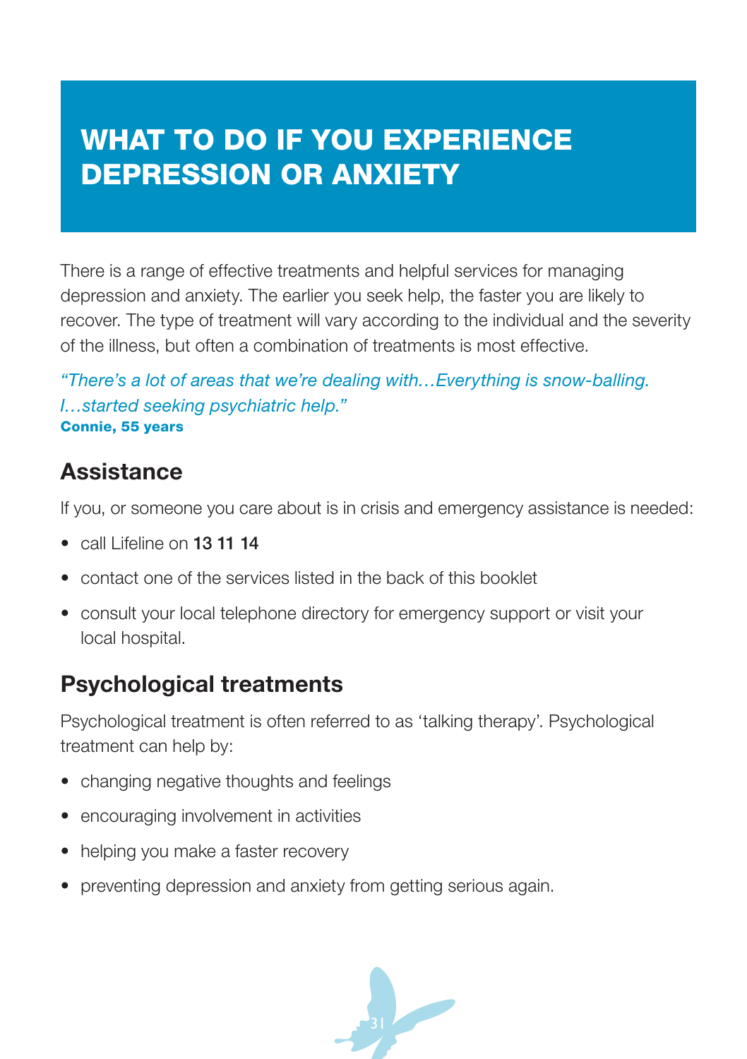# WHAT TO DO IF YOU EXPERIENCE DEPRESSION OR ANXIETY

There is a range of effective treatments and helpful services for managing depression and anxiety. The earlier you seek help, the faster you are likely to recover. The type of treatment will vary according to the individual and the severity of the illness, but often a combination of treatments is most effective.

*"There's a lot of areas that we're dealing with…Everything is snow-balling. I…started seeking psychiatric help."*
**Connie, 55 years**

## Assistance

If you, or someone you care about is in crisis and emergency assistance is needed:

- call Lifeline on **13 11 14**
- contact one of the services listed in the back of this booklet
- consult your local telephone directory for emergency support or visit your local hospital.

## Psychological treatments

Psychological treatment is often referred to as 'talking therapy'. Psychological treatment can help by:

- changing negative thoughts and feelings
- encouraging involvement in activities
- helping you make a faster recovery
- preventing depression and anxiety from getting serious again.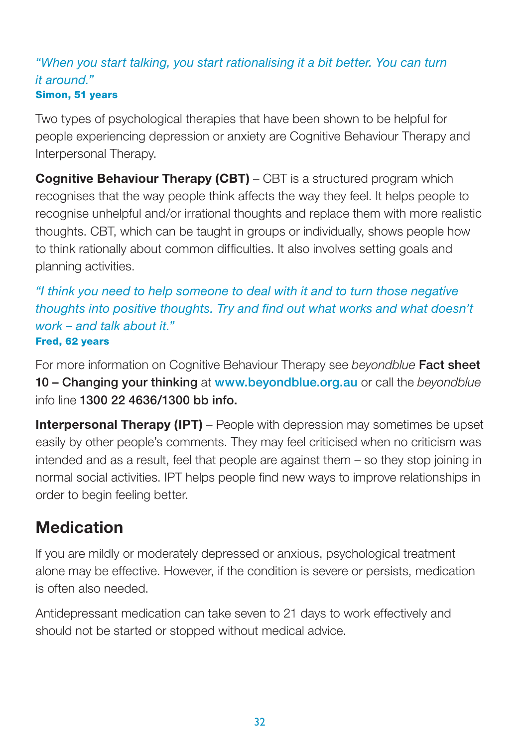*"When you start talking, you start rationalising it a bit better. You can turn it around."*
**Simon, 51 years**

Two types of psychological therapies that have been shown to be helpful for people experiencing depression or anxiety are Cognitive Behaviour Therapy and Interpersonal Therapy.

**Cognitive Behaviour Therapy (CBT)** – CBT is a structured program which recognises that the way people think affects the way they feel. It helps people to recognise unhelpful and/or irrational thoughts and replace them with more realistic thoughts. CBT, which can be taught in groups or individually, shows people how to think rationally about common difficulties. It also involves setting goals and planning activities.

*"I think you need to help someone to deal with it and to turn those negative thoughts into positive thoughts. Try and find out what works and what doesn't work – and talk about it."*
**Fred, 62 years**

For more information on Cognitive Behaviour Therapy see *beyondblue* **Fact sheet 10 – Changing your thinking** at **www.beyondblue.org.au** or call the *beyondblue* info line **1300 22 4636/1300 bb info.**

**Interpersonal Therapy (IPT)** – People with depression may sometimes be upset easily by other people's comments. They may feel criticised when no criticism was intended and as a result, feel that people are against them – so they stop joining in normal social activities. IPT helps people find new ways to improve relationships in order to begin feeling better.

## Medication

If you are mildly or moderately depressed or anxious, psychological treatment alone may be effective. However, if the condition is severe or persists, medication is often also needed.

Antidepressant medication can take seven to 21 days to work effectively and should not be started or stopped without medical advice.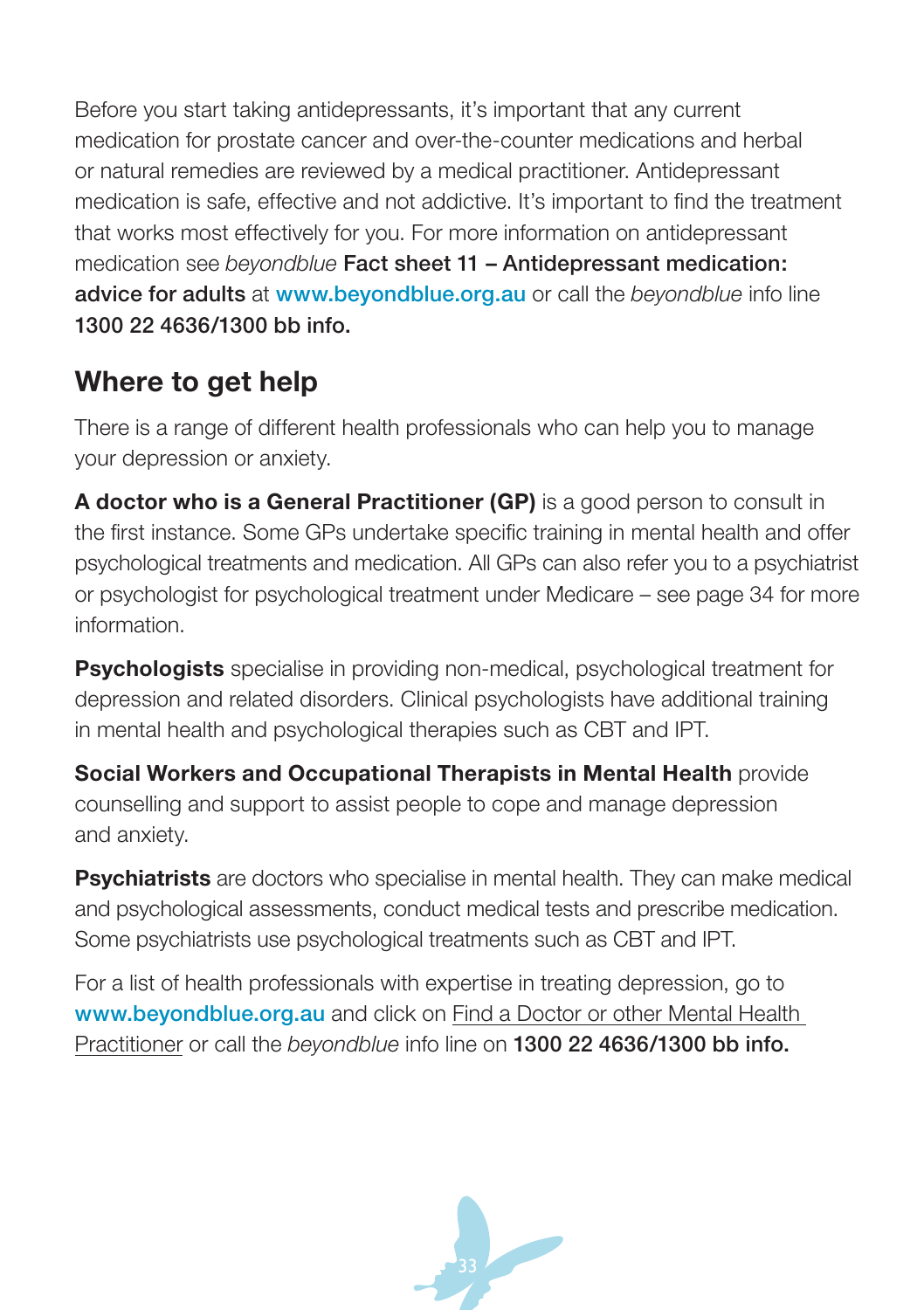Before you start taking antidepressants, it's important that any current medication for prostate cancer and over-the-counter medications and herbal or natural remedies are reviewed by a medical practitioner. Antidepressant medication is safe, effective and not addictive. It's important to find the treatment that works most effectively for you. For more information on antidepressant medication see *beyondblue* **Fact sheet 11 – Antidepressant medication: advice for adults** at **www.beyondblue.org.au** or call the *beyondblue* info line **1300 22 4636/1300 bb info.**

## Where to get help

There is a range of different health professionals who can help you to manage your depression or anxiety.

**A doctor who is a General Practitioner (GP)** is a good person to consult in the first instance. Some GPs undertake specific training in mental health and offer psychological treatments and medication. All GPs can also refer you to a psychiatrist or psychologist for psychological treatment under Medicare – see page 34 for more information.

**Psychologists** specialise in providing non-medical, psychological treatment for depression and related disorders. Clinical psychologists have additional training in mental health and psychological therapies such as CBT and IPT.

**Social Workers and Occupational Therapists in Mental Health** provide counselling and support to assist people to cope and manage depression and anxiety.

**Psychiatrists** are doctors who specialise in mental health. They can make medical and psychological assessments, conduct medical tests and prescribe medication. Some psychiatrists use psychological treatments such as CBT and IPT.

For a list of health professionals with expertise in treating depression, go to **www.beyondblue.org.au** and click on Find a Doctor or other Mental Health Practitioner or call the *beyondblue* info line on **1300 22 4636/1300 bb info.**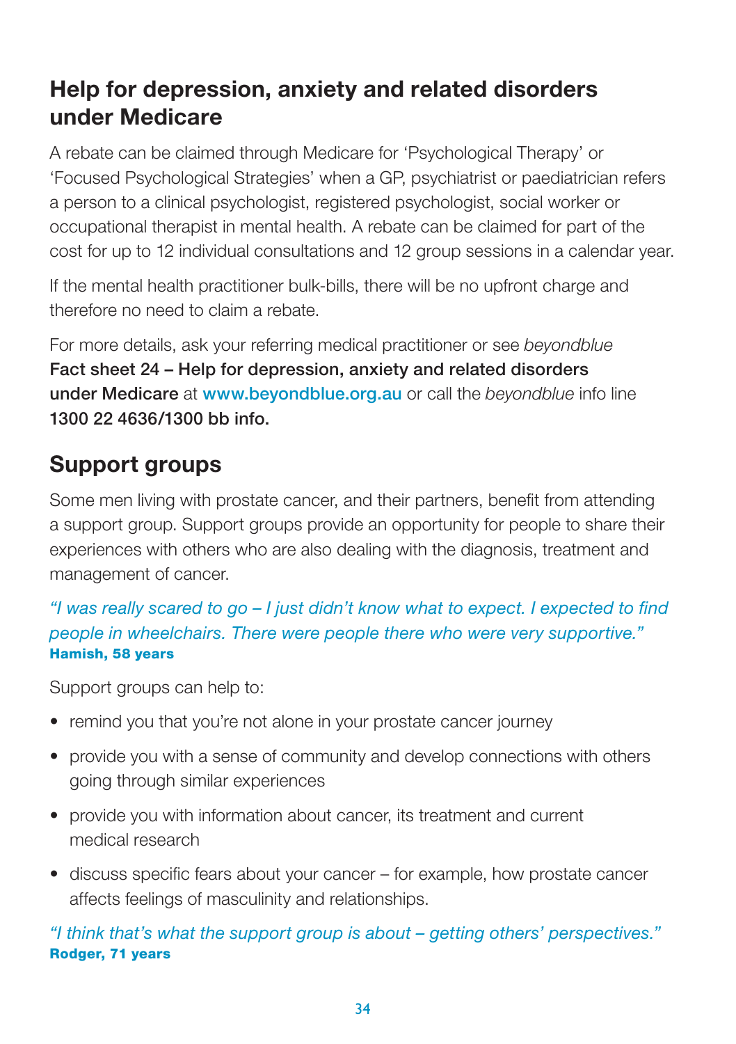## Help for depression, anxiety and related disorders under Medicare

A rebate can be claimed through Medicare for 'Psychological Therapy' or 'Focused Psychological Strategies' when a GP, psychiatrist or paediatrician refers a person to a clinical psychologist, registered psychologist, social worker or occupational therapist in mental health. A rebate can be claimed for part of the cost for up to 12 individual consultations and 12 group sessions in a calendar year.

If the mental health practitioner bulk-bills, there will be no upfront charge and therefore no need to claim a rebate.

For more details, ask your referring medical practitioner or see *beyondblue* **Fact sheet 24 – Help for depression, anxiety and related disorders under Medicare** at **www.beyondblue.org.au** or call the *beyondblue* info line **1300 22 4636/1300 bb info.**

## Support groups

Some men living with prostate cancer, and their partners, benefit from attending a support group. Support groups provide an opportunity for people to share their experiences with others who are also dealing with the diagnosis, treatment and management of cancer.

*"I was really scared to go – I just didn't know what to expect. I expected to find people in wheelchairs. There were people there who were very supportive."*
**Hamish, 58 years**

Support groups can help to:

- remind you that you're not alone in your prostate cancer journey
- provide you with a sense of community and develop connections with others going through similar experiences
- provide you with information about cancer, its treatment and current medical research
- discuss specific fears about your cancer – for example, how prostate cancer affects feelings of masculinity and relationships.

*"I think that's what the support group is about – getting others' perspectives."*
**Rodger, 71 years**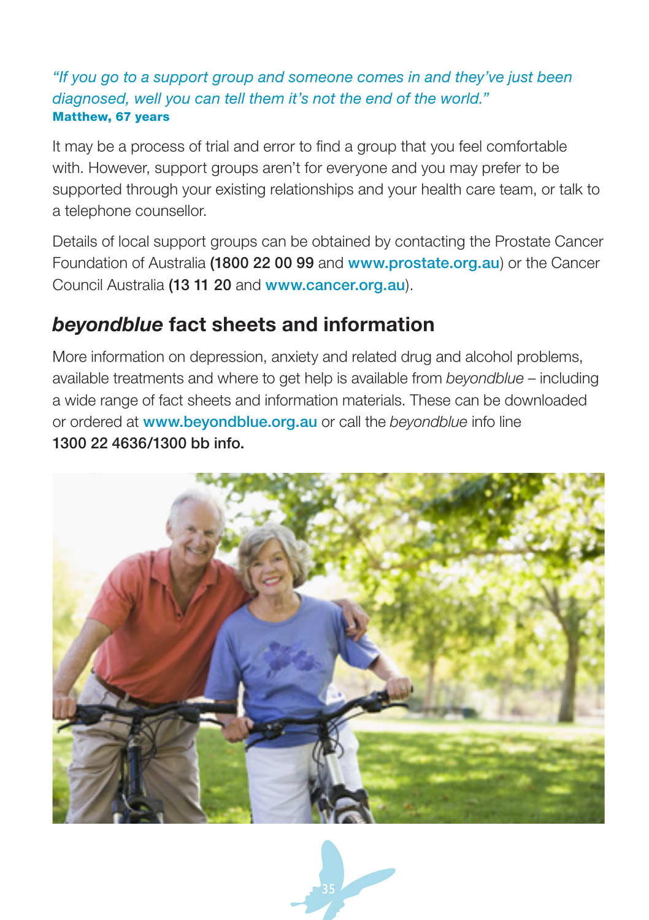*"If you go to a support group and someone comes in and they've just been diagnosed, well you can tell them it's not the end of the world."*
**Matthew, 67 years**

It may be a process of trial and error to find a group that you feel comfortable with. However, support groups aren't for everyone and you may prefer to be supported through your existing relationships and your health care team, or talk to a telephone counsellor.

Details of local support groups can be obtained by contacting the Prostate Cancer Foundation of Australia (**1800 22 00 99** and **www.prostate.org.au**) or the Cancer Council Australia (**13 11 20** and **www.cancer.org.au**).

## *beyondblue* fact sheets and information

More information on depression, anxiety and related drug and alcohol problems, available treatments and where to get help is available from *beyondblue* – including a wide range of fact sheets and information materials. These can be downloaded or ordered at **www.beyondblue.org.au** or call the *beyondblue* info line **1300 22 4636/1300 bb info.**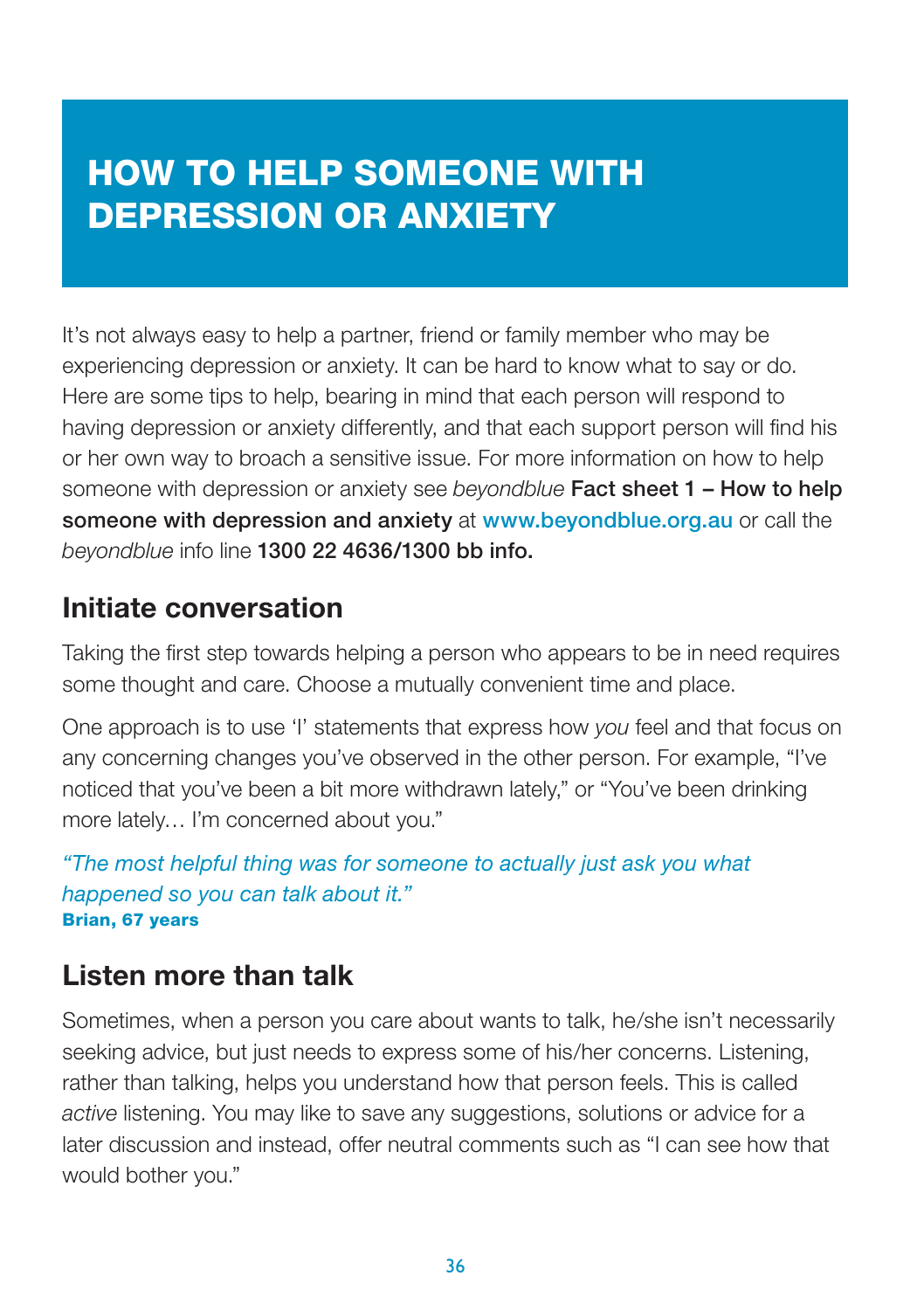# HOW TO HELP SOMEONE WITH DEPRESSION OR ANXIETY

It's not always easy to help a partner, friend or family member who may be experiencing depression or anxiety. It can be hard to know what to say or do. Here are some tips to help, bearing in mind that each person will respond to having depression or anxiety differently, and that each support person will find his or her own way to broach a sensitive issue. For more information on how to help someone with depression or anxiety see *beyondblue* **Fact sheet 1 – How to help someone with depression and anxiety** at **www.beyondblue.org.au** or call the *beyondblue* info line **1300 22 4636/1300 bb info.**

## Initiate conversation

Taking the first step towards helping a person who appears to be in need requires some thought and care. Choose a mutually convenient time and place.

One approach is to use 'I' statements that express how *you* feel and that focus on any concerning changes you've observed in the other person. For example, "I've noticed that you've been a bit more withdrawn lately," or "You've been drinking more lately… I'm concerned about you."

*"The most helpful thing was for someone to actually just ask you what happened so you can talk about it."*
**Brian, 67 years**

## Listen more than talk

Sometimes, when a person you care about wants to talk, he/she isn't necessarily seeking advice, but just needs to express some of his/her concerns. Listening, rather than talking, helps you understand how that person feels. This is called *active* listening. You may like to save any suggestions, solutions or advice for a later discussion and instead, offer neutral comments such as "I can see how that would bother you."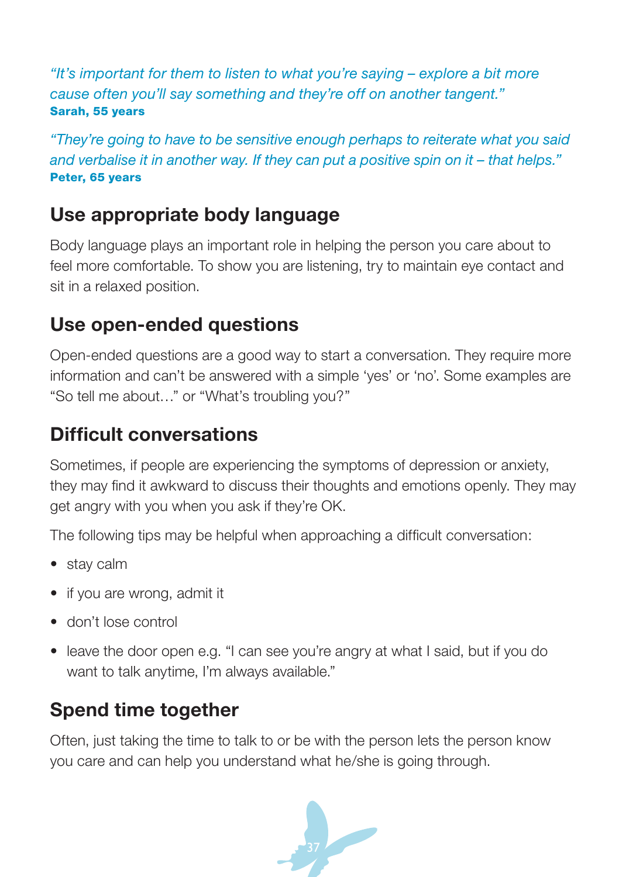*"It's important for them to listen to what you're saying – explore a bit more cause often you'll say something and they're off on another tangent."*
**Sarah, 55 years**

*"They're going to have to be sensitive enough perhaps to reiterate what you said and verbalise it in another way. If they can put a positive spin on it – that helps."*
**Peter, 65 years**

## Use appropriate body language

Body language plays an important role in helping the person you care about to feel more comfortable. To show you are listening, try to maintain eye contact and sit in a relaxed position.

## Use open-ended questions

Open-ended questions are a good way to start a conversation. They require more information and can't be answered with a simple 'yes' or 'no'. Some examples are "So tell me about…" or "What's troubling you?"

## Difficult conversations

Sometimes, if people are experiencing the symptoms of depression or anxiety, they may find it awkward to discuss their thoughts and emotions openly. They may get angry with you when you ask if they're OK.

The following tips may be helpful when approaching a difficult conversation:

- stay calm
- if you are wrong, admit it
- don't lose control
- leave the door open e.g. "I can see you're angry at what I said, but if you do want to talk anytime, I'm always available."

## Spend time together

Often, just taking the time to talk to or be with the person lets the person know you care and can help you understand what he/she is going through.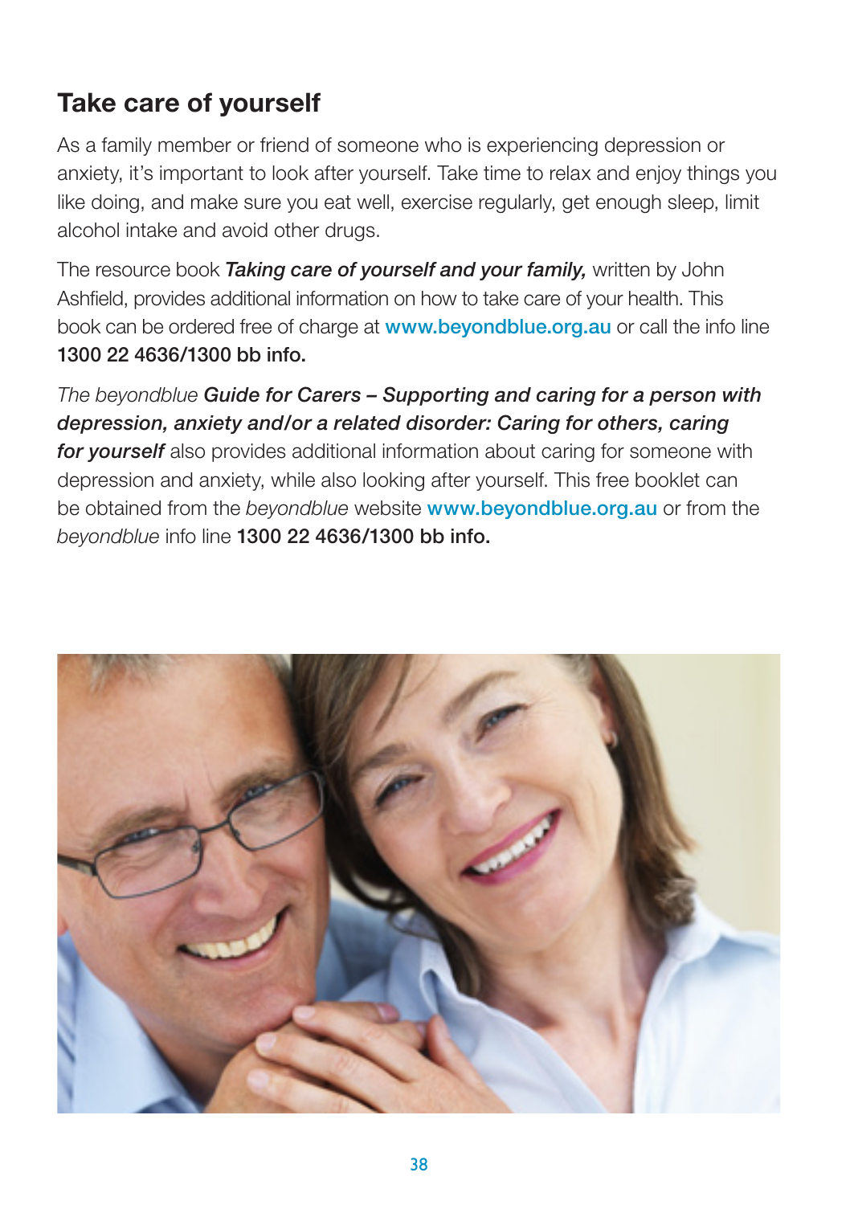## Take care of yourself

As a family member or friend of someone who is experiencing depression or anxiety, it's important to look after yourself. Take time to relax and enjoy things you like doing, and make sure you eat well, exercise regularly, get enough sleep, limit alcohol intake and avoid other drugs.

The resource book ***Taking care of yourself and your family,*** written by John Ashfield, provides additional information on how to take care of your health. This book can be ordered free of charge at **www.beyondblue.org.au** or call the info line **1300 22 4636/1300 bb info.**

*The beyondblue* ***Guide for Carers – Supporting and caring for a person with depression, anxiety and/or a related disorder: Caring for others, caring for yourself*** also provides additional information about caring for someone with depression and anxiety, while also looking after yourself. This free booklet can be obtained from the *beyondblue* website **www.beyondblue.org.au** or from the *beyondblue* info line **1300 22 4636/1300 bb info.**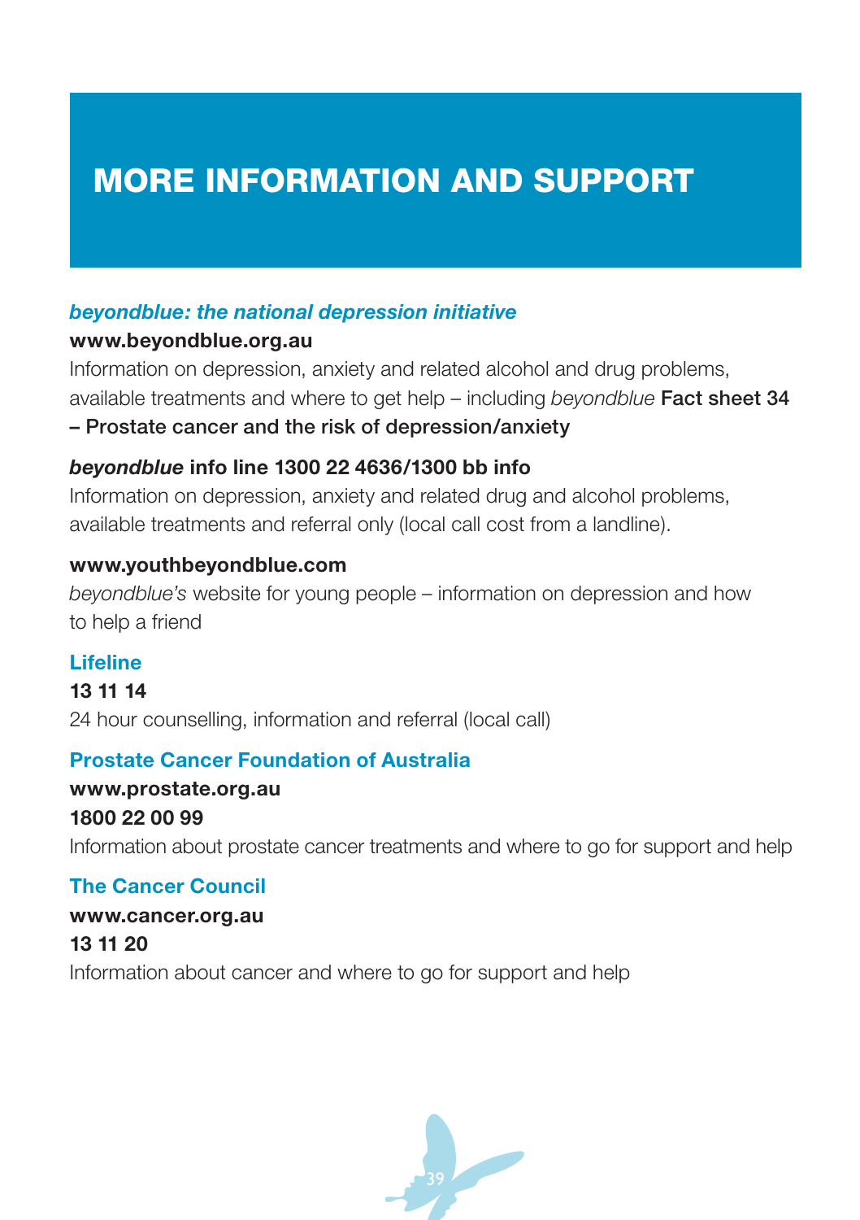# MORE INFORMATION AND SUPPORT

***beyondblue: the national depression initiative***

**www.beyondblue.org.au**

Information on depression, anxiety and related alcohol and drug problems, available treatments and where to get help – including *beyondblue* **Fact sheet 34 – Prostate cancer and the risk of depression/anxiety**

***beyondblue* info line 1300 22 4636/1300 bb info**

Information on depression, anxiety and related drug and alcohol problems, available treatments and referral only (local call cost from a landline).

**www.youthbeyondblue.com**

*beyondblue's* website for young people – information on depression and how to help a friend

**Lifeline**

**13 11 14**

24 hour counselling, information and referral (local call)

**Prostate Cancer Foundation of Australia**

**www.prostate.org.au**

**1800 22 00 99**

Information about prostate cancer treatments and where to go for support and help

**The Cancer Council**

**www.cancer.org.au**

**13 11 20**

Information about cancer and where to go for support and help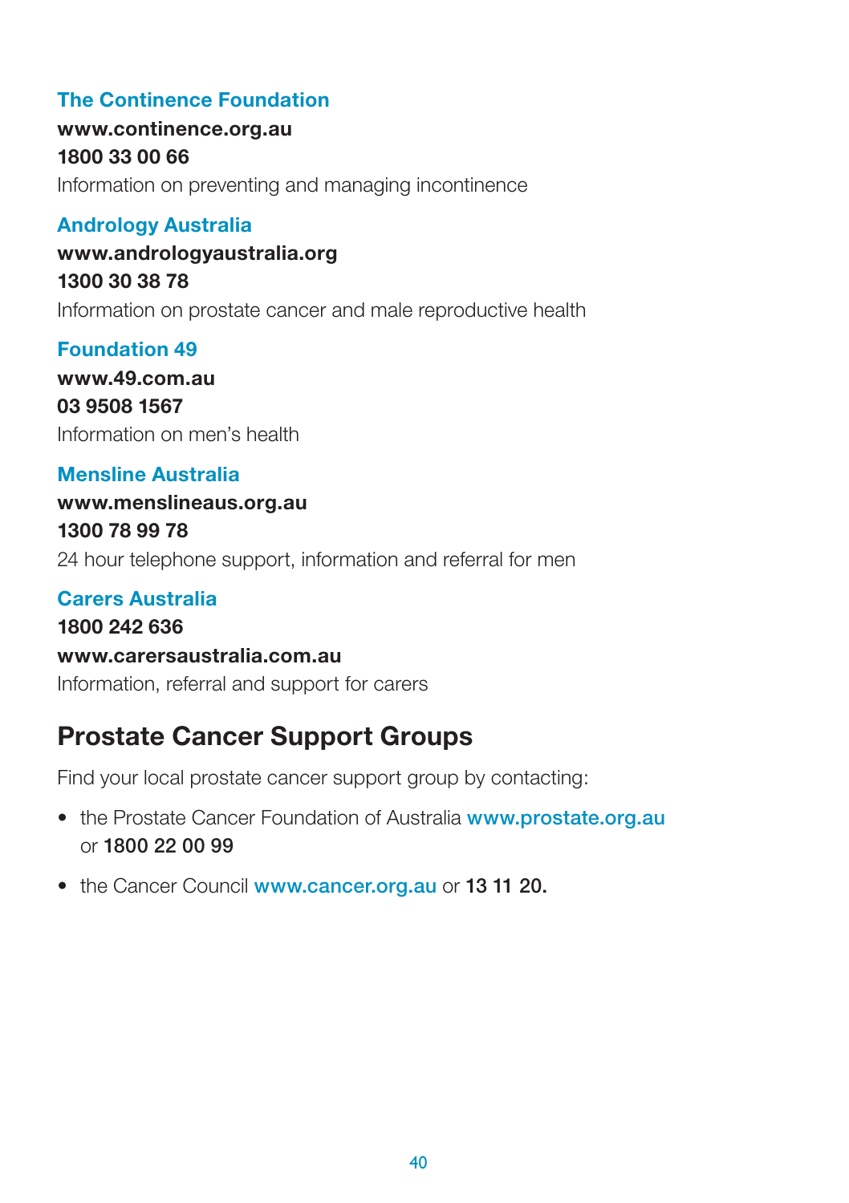### The Continence Foundation

**www.continence.org.au**
**1800 33 00 66**
Information on preventing and managing incontinence

### Andrology Australia

**www.andrologyaustralia.org**
**1300 30 38 78**
Information on prostate cancer and male reproductive health

### Foundation 49

**www.49.com.au**
**03 9508 1567**
Information on men's health

### Mensline Australia

**www.menslineaus.org.au**
**1300 78 99 78**
24 hour telephone support, information and referral for men

### Carers Australia

**1800 242 636**
**www.carersaustralia.com.au**
Information, referral and support for carers

## Prostate Cancer Support Groups

Find your local prostate cancer support group by contacting:

- the Prostate Cancer Foundation of Australia **www.prostate.org.au** or **1800 22 00 99**
- the Cancer Council **www.cancer.org.au** or **13 11 20.**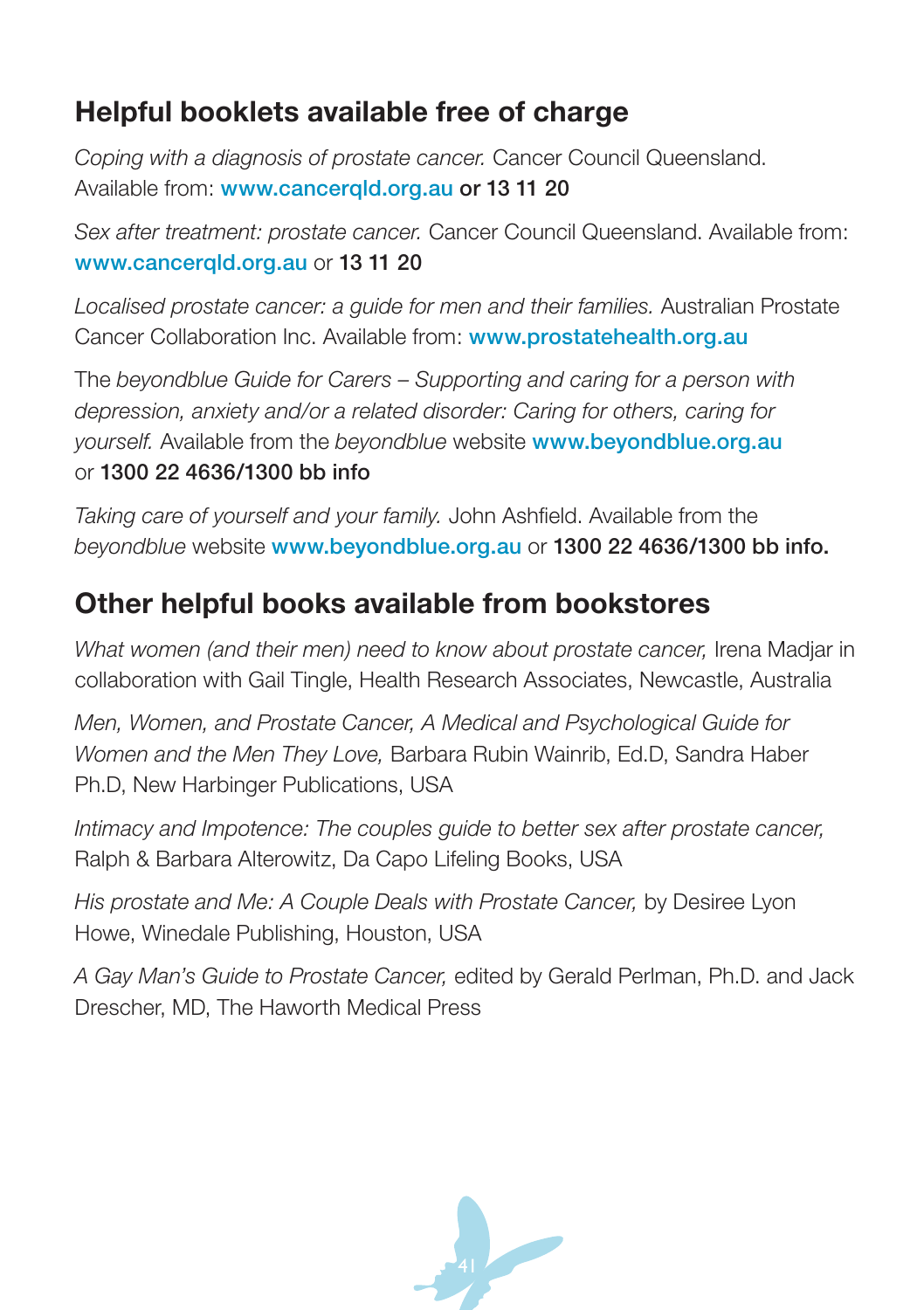## Helpful booklets available free of charge

*Coping with a diagnosis of prostate cancer.* Cancer Council Queensland. Available from: www.cancerqld.org.au **or 13 11 20**

*Sex after treatment: prostate cancer.* Cancer Council Queensland. Available from: www.cancerqld.org.au or **13 11 20**

*Localised prostate cancer: a guide for men and their families.* Australian Prostate Cancer Collaboration Inc. Available from: www.prostatehealth.org.au

The *beyondblue Guide for Carers – Supporting and caring for a person with depression, anxiety and/or a related disorder: Caring for others, caring for yourself.* Available from the *beyondblue* website www.beyondblue.org.au or **1300 22 4636/1300 bb info**

*Taking care of yourself and your family.* John Ashfield. Available from the *beyondblue* website www.beyondblue.org.au or **1300 22 4636/1300 bb info.**

## Other helpful books available from bookstores

*What women (and their men) need to know about prostate cancer,* Irena Madjar in collaboration with Gail Tingle, Health Research Associates, Newcastle, Australia

*Men, Women, and Prostate Cancer, A Medical and Psychological Guide for Women and the Men They Love,* Barbara Rubin Wainrib, Ed.D, Sandra Haber Ph.D, New Harbinger Publications, USA

*Intimacy and Impotence: The couples guide to better sex after prostate cancer,* Ralph & Barbara Alterowitz, Da Capo Lifeling Books, USA

*His prostate and Me: A Couple Deals with Prostate Cancer,* by Desiree Lyon Howe, Winedale Publishing, Houston, USA

*A Gay Man's Guide to Prostate Cancer,* edited by Gerald Perlman, Ph.D. and Jack Drescher, MD, The Haworth Medical Press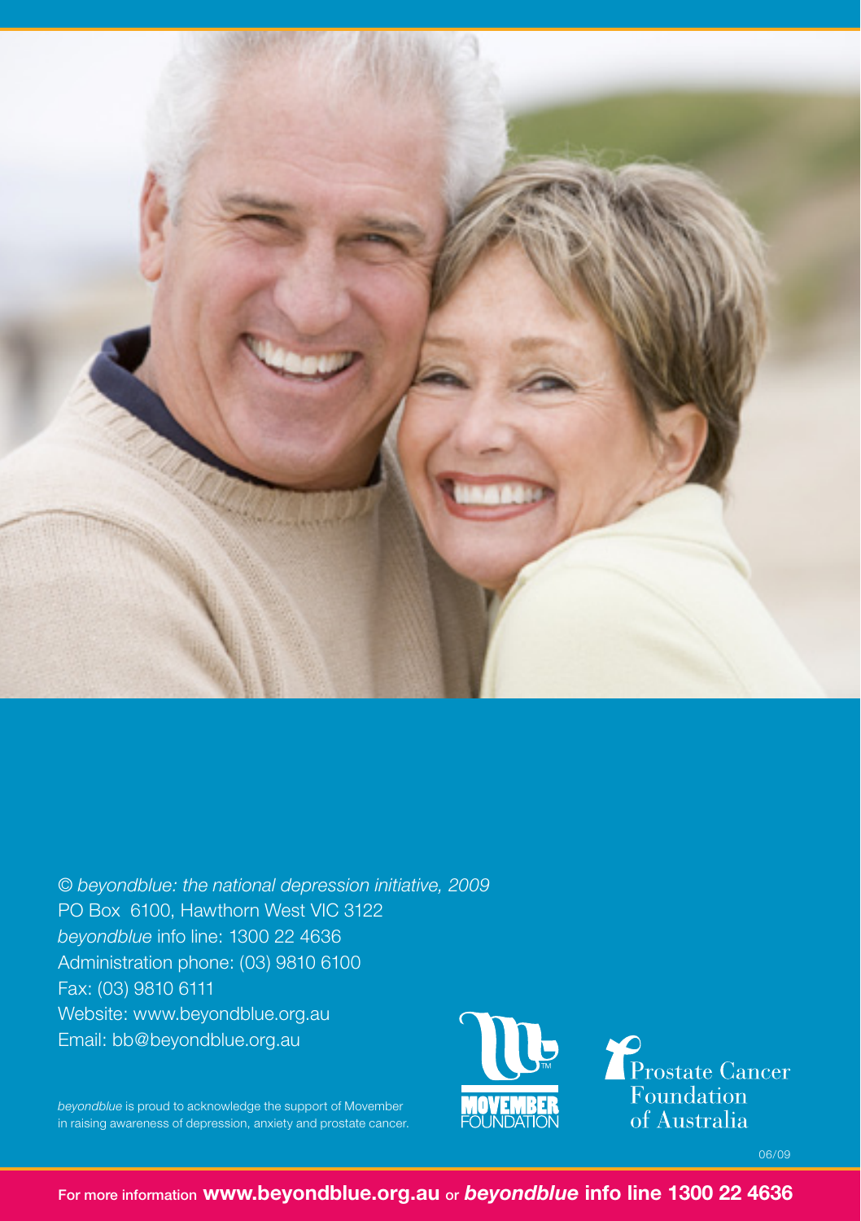© *beyondblue: the national depression initiative, 2009*
PO Box 6100, Hawthorn West VIC 3122
*beyondblue* info line: 1300 22 4636
Administration phone: (03) 9810 6100
Fax: (03) 9810 6111
Website: www.beyondblue.org.au
Email: bb@beyondblue.org.au

*beyondblue* is proud to acknowledge the support of Movember in raising awareness of depression, anxiety and prostate cancer.

MOVEMBER FOUNDATION

Prostate Cancer Foundation of Australia

06/09

For more information **www.beyondblue.org.au** or ***beyondblue* info line 1300 22 4636**